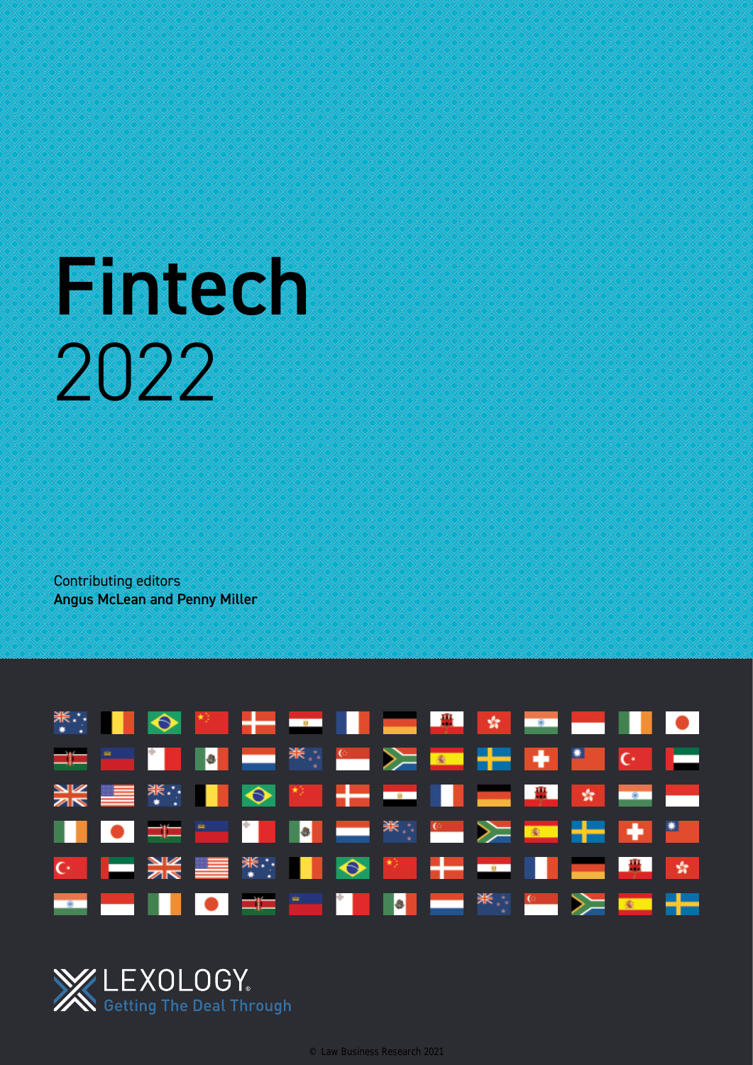# Fintech 2022

Contributing editors
**Angus McLean and Penny Miller**

LEXOLOGY
Getting The Deal Through

© Law Business Research 2021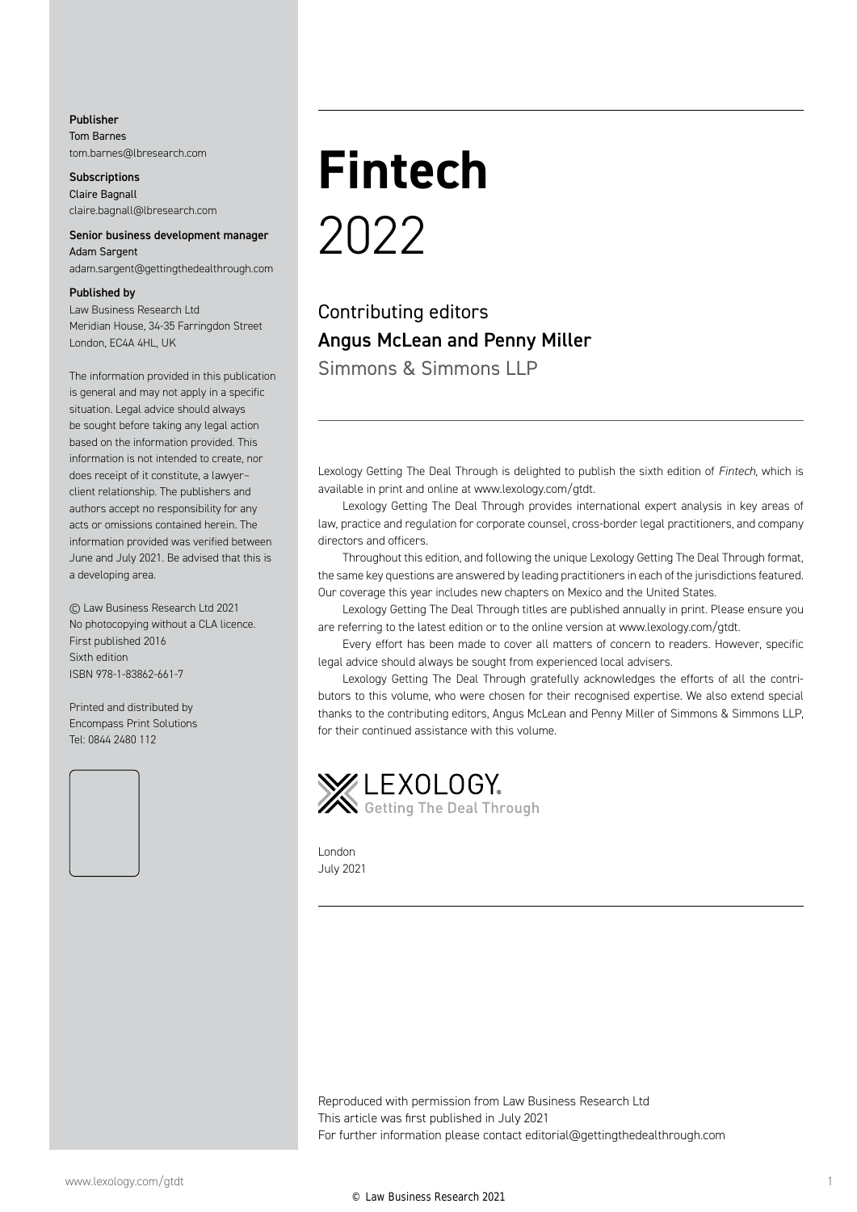**Publisher**
Tom Barnes
tom.barnes@lbresearch.com

**Subscriptions**
Claire Bagnall
claire.bagnall@lbresearch.com

**Senior business development manager**
Adam Sargent
adam.sargent@gettingthedealthrough.com

**Published by**
Law Business Research Ltd
Meridian House, 34-35 Farringdon Street
London, EC4A 4HL, UK

The information provided in this publication is general and may not apply in a specific situation. Legal advice should always be sought before taking any legal action based on the information provided. This information is not intended to create, nor does receipt of it constitute, a lawyer–client relationship. The publishers and authors accept no responsibility for any acts or omissions contained herein. The information provided was verified between June and July 2021. Be advised that this is a developing area.

© Law Business Research Ltd 2021
No photocopying without a CLA licence.
First published 2016
Sixth edition
ISBN 978-1-83862-661-7

Printed and distributed by
Encompass Print Solutions
Tel: 0844 2480 112

# Fintech
# 2022

## Contributing editors
## Angus McLean and Penny Miller
Simmons & Simmons LLP

Lexology Getting The Deal Through is delighted to publish the sixth edition of *Fintech*, which is available in print and online at www.lexology.com/gtdt.

Lexology Getting The Deal Through provides international expert analysis in key areas of law, practice and regulation for corporate counsel, cross-border legal practitioners, and company directors and officers.

Throughout this edition, and following the unique Lexology Getting The Deal Through format, the same key questions are answered by leading practitioners in each of the jurisdictions featured. Our coverage this year includes new chapters on Mexico and the United States.

Lexology Getting The Deal Through titles are published annually in print. Please ensure you are referring to the latest edition or to the online version at www.lexology.com/gtdt.

Every effort has been made to cover all matters of concern to readers. However, specific legal advice should always be sought from experienced local advisers.

Lexology Getting The Deal Through gratefully acknowledges the efforts of all the contributors to this volume, who were chosen for their recognised expertise. We also extend special thanks to the contributing editors, Angus McLean and Penny Miller of Simmons & Simmons LLP, for their continued assistance with this volume.

LEXOLOGY
Getting The Deal Through

London
July 2021

Reproduced with permission from Law Business Research Ltd
This article was first published in July 2021
For further information please contact editorial@gettingthedealthrough.com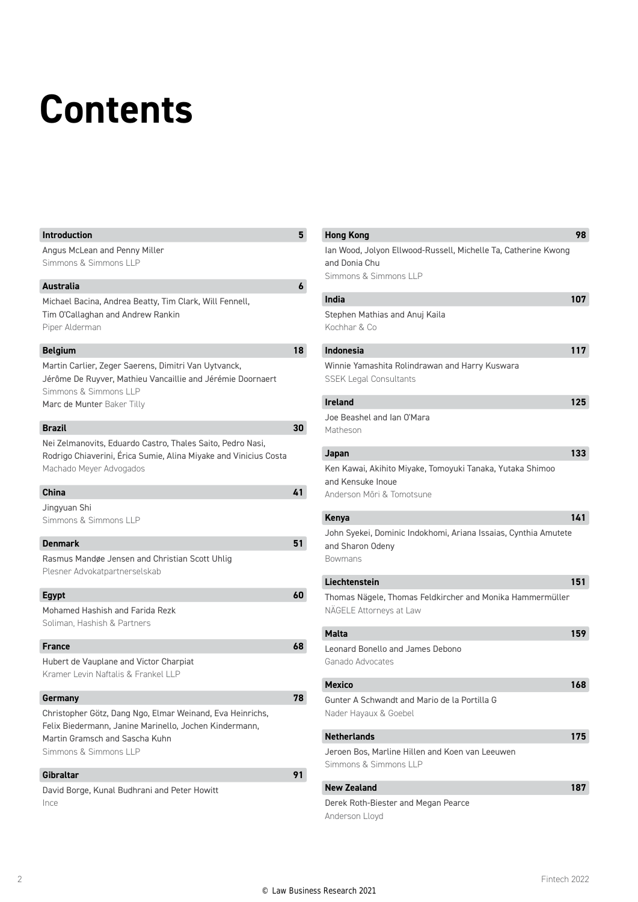# Contents

**Introduction** 5

Angus McLean and Penny Miller
Simmons & Simmons LLP

**Australia** 6

Michael Bacina, Andrea Beatty, Tim Clark, Will Fennell, Tim O'Callaghan and Andrew Rankin
Piper Alderman

**Belgium** 18

Martin Carlier, Zeger Saerens, Dimitri Van Uytvanck, Jérôme De Ruyver, Mathieu Vancaillie and Jérémie Doornaert
Simmons & Simmons LLP
Marc de Munter Baker Tilly

**Brazil** 30

Nei Zelmanovits, Eduardo Castro, Thales Saito, Pedro Nasi, Rodrigo Chiaverini, Érica Sumie, Alina Miyake and Vinicius Costa
Machado Meyer Advogados

**China** 41

Jingyuan Shi
Simmons & Simmons LLP

**Denmark** 51

Rasmus Mandøe Jensen and Christian Scott Uhlig
Plesner Advokatpartnerselskab

**Egypt** 60

Mohamed Hashish and Farida Rezk
Soliman, Hashish & Partners

**France** 68

Hubert de Vauplane and Victor Charpiat
Kramer Levin Naftalis & Frankel LLP

**Germany** 78

Christopher Götz, Dang Ngo, Elmar Weinand, Eva Heinrichs, Felix Biedermann, Janine Marinello, Jochen Kindermann, Martin Gramsch and Sascha Kuhn
Simmons & Simmons LLP

**Gibraltar** 91

David Borge, Kunal Budhrani and Peter Howitt
Ince

**Hong Kong** 98

Ian Wood, Jolyon Ellwood-Russell, Michelle Ta, Catherine Kwong and Donia Chu
Simmons & Simmons LLP

**India** 107

Stephen Mathias and Anuj Kaila
Kochhar & Co

**Indonesia** 117

Winnie Yamashita Rolindrawan and Harry Kuswara
SSEK Legal Consultants

**Ireland** 125

Joe Beashel and Ian O'Mara
Matheson

**Japan** 133

Ken Kawai, Akihito Miyake, Tomoyuki Tanaka, Yutaka Shimoo and Kensuke Inoue
Anderson Mōri & Tomotsune

**Kenya** 141

John Syekei, Dominic Indokhomi, Ariana Issaias, Cynthia Amutete and Sharon Odeny
Bowmans

**Liechtenstein** 151

Thomas Nägele, Thomas Feldkircher and Monika Hammermüller
NÄGELE Attorneys at Law

**Malta** 159

Leonard Bonello and James Debono
Ganado Advocates

**Mexico** 168

Gunter A Schwandt and Mario de la Portilla G
Nader Hayaux & Goebel

**Netherlands** 175

Jeroen Bos, Marline Hillen and Koen van Leeuwen
Simmons & Simmons LLP

**New Zealand** 187

Derek Roth-Biester and Megan Pearce
Anderson Lloyd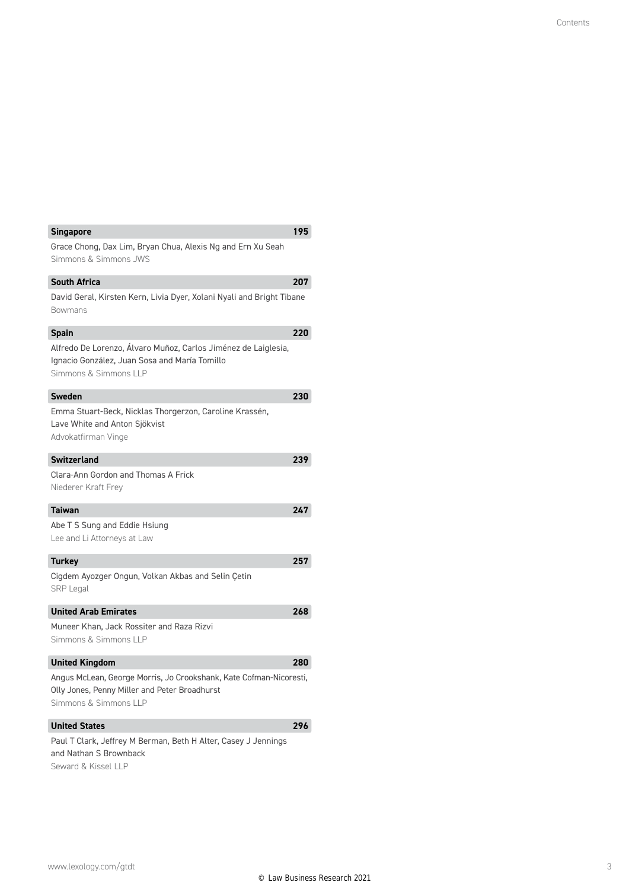**Singapore** 195

Grace Chong, Dax Lim, Bryan Chua, Alexis Ng and Ern Xu Seah
Simmons & Simmons JWS

**South Africa** 207

David Geral, Kirsten Kern, Livia Dyer, Xolani Nyali and Bright Tibane
Bowmans

**Spain** 220

Alfredo De Lorenzo, Álvaro Muñoz, Carlos Jiménez de Laiglesia, Ignacio González, Juan Sosa and María Tomillo
Simmons & Simmons LLP

**Sweden** 230

Emma Stuart-Beck, Nicklas Thorgerzon, Caroline Krassén, Lave White and Anton Sjökvist
Advokatfirman Vinge

**Switzerland** 239

Clara-Ann Gordon and Thomas A Frick
Niederer Kraft Frey

**Taiwan** 247

Abe T S Sung and Eddie Hsiung
Lee and Li Attorneys at Law

**Turkey** 257

Cigdem Ayozger Ongun, Volkan Akbas and Selin Çetin
SRP Legal

**United Arab Emirates** 268

Muneer Khan, Jack Rossiter and Raza Rizvi
Simmons & Simmons LLP

**United Kingdom** 280

Angus McLean, George Morris, Jo Crookshank, Kate Cofman-Nicoresti, Olly Jones, Penny Miller and Peter Broadhurst
Simmons & Simmons LLP

**United States** 296

Paul T Clark, Jeffrey M Berman, Beth H Alter, Casey J Jennings and Nathan S Brownback
Seward & Kissel LLP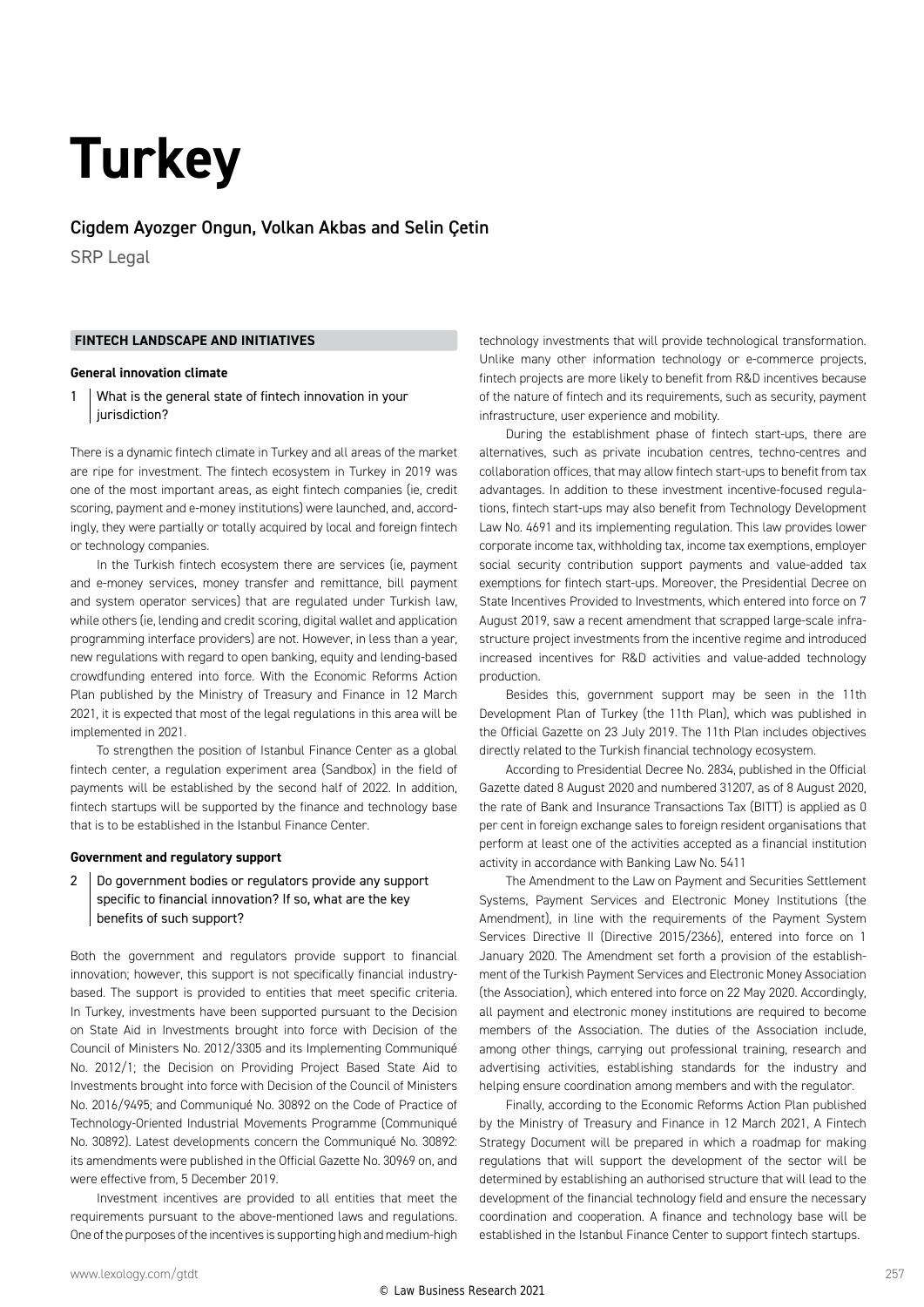# Turkey

## Cigdem Ayozger Ongun, Volkan Akbas and Selin Çetin

SRP Legal

### FINTECH LANDSCAPE AND INITIATIVES

#### General innovation climate

**1 What is the general state of fintech innovation in your jurisdiction?**

There is a dynamic fintech climate in Turkey and all areas of the market are ripe for investment. The fintech ecosystem in Turkey in 2019 was one of the most important areas, as eight fintech companies (ie, credit scoring, payment and e-money institutions) were launched, and, accordingly, they were partially or totally acquired by local and foreign fintech or technology companies.

In the Turkish fintech ecosystem there are services (ie, payment and e-money services, money transfer and remittance, bill payment and system operator services) that are regulated under Turkish law, while others (ie, lending and credit scoring, digital wallet and application programming interface providers) are not. However, in less than a year, new regulations with regard to open banking, equity and lending-based crowdfunding entered into force. With the Economic Reforms Action Plan published by the Ministry of Treasury and Finance in 12 March 2021, it is expected that most of the legal regulations in this area will be implemented in 2021.

To strengthen the position of Istanbul Finance Center as a global fintech center, a regulation experiment area (Sandbox) in the field of payments will be established by the second half of 2022. In addition, fintech startups will be supported by the finance and technology base that is to be established in the Istanbul Finance Center.

#### Government and regulatory support

**2 Do government bodies or regulators provide any support specific to financial innovation? If so, what are the key benefits of such support?**

Both the government and regulators provide support to financial innovation; however, this support is not specifically financial industry-based. The support is provided to entities that meet specific criteria. In Turkey, investments have been supported pursuant to the Decision on State Aid in Investments brought into force with Decision of the Council of Ministers No. 2012/3305 and its Implementing Communiqué No. 2012/1; the Decision on Providing Project Based State Aid to Investments brought into force with Decision of the Council of Ministers No. 2016/9495; and Communiqué No. 30892 on the Code of Practice of Technology-Oriented Industrial Movements Programme (Communiqué No. 30892). Latest developments concern the Communiqué No. 30892: its amendments were published in the Official Gazette No. 30969 on, and were effective from, 5 December 2019.

Investment incentives are provided to all entities that meet the requirements pursuant to the above-mentioned laws and regulations. One of the purposes of the incentives is supporting high and medium-high technology investments that will provide technological transformation. Unlike many other information technology or e-commerce projects, fintech projects are more likely to benefit from R&D incentives because of the nature of fintech and its requirements, such as security, payment infrastructure, user experience and mobility.

During the establishment phase of fintech start-ups, there are alternatives, such as private incubation centres, techno-centres and collaboration offices, that may allow fintech start-ups to benefit from tax advantages. In addition to these investment incentive-focused regulations, fintech start-ups may also benefit from Technology Development Law No. 4691 and its implementing regulation. This law provides lower corporate income tax, withholding tax, income tax exemptions, employer social security contribution support payments and value-added tax exemptions for fintech start-ups. Moreover, the Presidential Decree on State Incentives Provided to Investments, which entered into force on 7 August 2019, saw a recent amendment that scrapped large-scale infrastructure project investments from the incentive regime and introduced increased incentives for R&D activities and value-added technology production.

Besides this, government support may be seen in the 11th Development Plan of Turkey (the 11th Plan), which was published in the Official Gazette on 23 July 2019. The 11th Plan includes objectives directly related to the Turkish financial technology ecosystem.

According to Presidential Decree No. 2834, published in the Official Gazette dated 8 August 2020 and numbered 31207, as of 8 August 2020, the rate of Bank and Insurance Transactions Tax (BITT) is applied as 0 per cent in foreign exchange sales to foreign resident organisations that perform at least one of the activities accepted as a financial institution activity in accordance with Banking Law No. 5411

The Amendment to the Law on Payment and Securities Settlement Systems, Payment Services and Electronic Money Institutions (the Amendment), in line with the requirements of the Payment System Services Directive II (Directive 2015/2366), entered into force on 1 January 2020. The Amendment set forth a provision of the establishment of the Turkish Payment Services and Electronic Money Association (the Association), which entered into force on 22 May 2020. Accordingly, all payment and electronic money institutions are required to become members of the Association. The duties of the Association include, among other things, carrying out professional training, research and advertising activities, establishing standards for the industry and helping ensure coordination among members and with the regulator.

Finally, according to the Economic Reforms Action Plan published by the Ministry of Treasury and Finance in 12 March 2021, A Fintech Strategy Document will be prepared in which a roadmap for making regulations that will support the development of the sector will be determined by establishing an authorised structure that will lead to the development of the financial technology field and ensure the necessary coordination and cooperation. A finance and technology base will be established in the Istanbul Finance Center to support fintech startups.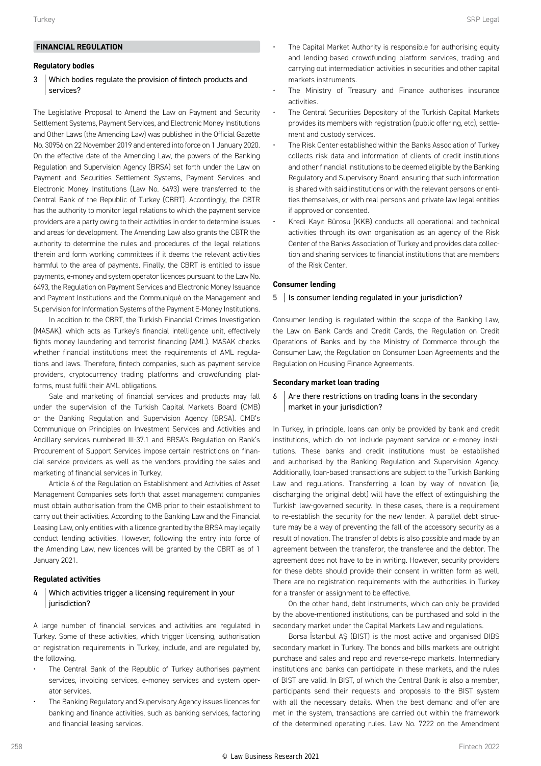## FINANCIAL REGULATION

### Regulatory bodies

**3 Which bodies regulate the provision of fintech products and services?**

The Legislative Proposal to Amend the Law on Payment and Security Settlement Systems, Payment Services, and Electronic Money Institutions and Other Laws (the Amending Law) was published in the Official Gazette No. 30956 on 22 November 2019 and entered into force on 1 January 2020. On the effective date of the Amending Law, the powers of the Banking Regulation and Supervision Agency (BRSA) set forth under the Law on Payment and Securities Settlement Systems, Payment Services and Electronic Money Institutions (Law No. 6493) were transferred to the Central Bank of the Republic of Turkey (CBRT). Accordingly, the CBTR has the authority to monitor legal relations to which the payment service providers are a party owing to their activities in order to determine issues and areas for development. The Amending Law also grants the CBTR the authority to determine the rules and procedures of the legal relations therein and form working committees if it deems the relevant activities harmful to the area of payments. Finally, the CBRT is entitled to issue payments, e-money and system operator licences pursuant to the Law No. 6493, the Regulation on Payment Services and Electronic Money Issuance and Payment Institutions and the Communiqué on the Management and Supervision for Information Systems of the Payment E-Money Institutions.

In addition to the CBRT, the Turkish Financial Crimes Investigation (MASAK), which acts as Turkey's financial intelligence unit, effectively fights money laundering and terrorist financing (AML). MASAK checks whether financial institutions meet the requirements of AML regulations and laws. Therefore, fintech companies, such as payment service providers, cryptocurrency trading platforms and crowdfunding platforms, must fulfil their AML obligations.

Sale and marketing of financial services and products may fall under the supervision of the Turkish Capital Markets Board (CMB) or the Banking Regulation and Supervision Agency (BRSA). CMB's Communique on Principles on Investment Services and Activities and Ancillary services numbered III-37.1 and BRSA's Regulation on Bank's Procurement of Support Services impose certain restrictions on financial service providers as well as the vendors providing the sales and marketing of financial services in Turkey.

Article 6 of the Regulation on Establishment and Activities of Asset Management Companies sets forth that asset management companies must obtain authorisation from the CMB prior to their establishment to carry out their activities. According to the Banking Law and the Financial Leasing Law, only entities with a licence granted by the BRSA may legally conduct lending activities. However, following the entry into force of the Amending Law, new licences will be granted by the CBRT as of 1 January 2021.

### Regulated activities

**4 Which activities trigger a licensing requirement in your jurisdiction?**

A large number of financial services and activities are regulated in Turkey. Some of these activities, which trigger licensing, authorisation or registration requirements in Turkey, include, and are regulated by, the following.

- The Central Bank of the Republic of Turkey authorises payment services, invoicing services, e-money services and system operator services.
- The Banking Regulatory and Supervisory Agency issues licences for banking and finance activities, such as banking services, factoring and financial leasing services.
- The Capital Market Authority is responsible for authorising equity and lending-based crowdfunding platform services, trading and carrying out intermediation activities in securities and other capital markets instruments.
- The Ministry of Treasury and Finance authorises insurance activities.
- The Central Securities Depository of the Turkish Capital Markets provides its members with registration (public offering, etc), settlement and custody services.
- The Risk Center established within the Banks Association of Turkey collects risk data and information of clients of credit institutions and other financial institutions to be deemed eligible by the Banking Regulatory and Supervisory Board, ensuring that such information is shared with said institutions or with the relevant persons or entities themselves, or with real persons and private law legal entities if approved or consented.
- Kredi Kayıt Bürosu (KKB) conducts all operational and technical activities through its own organisation as an agency of the Risk Center of the Banks Association of Turkey and provides data collection and sharing services to financial institutions that are members of the Risk Center.

### Consumer lending

**5 Is consumer lending regulated in your jurisdiction?**

Consumer lending is regulated within the scope of the Banking Law, the Law on Bank Cards and Credit Cards, the Regulation on Credit Operations of Banks and by the Ministry of Commerce through the Consumer Law, the Regulation on Consumer Loan Agreements and the Regulation on Housing Finance Agreements.

### Secondary market loan trading

**6 Are there restrictions on trading loans in the secondary market in your jurisdiction?**

In Turkey, in principle, loans can only be provided by bank and credit institutions, which do not include payment service or e-money institutions. These banks and credit institutions must be established and authorised by the Banking Regulation and Supervision Agency. Additionally, loan-based transactions are subject to the Turkish Banking Law and regulations. Transferring a loan by way of novation (ie, discharging the original debt) will have the effect of extinguishing the Turkish law-governed security. In these cases, there is a requirement to re-establish the security for the new lender. A parallel debt structure may be a way of preventing the fall of the accessory security as a result of novation. The transfer of debts is also possible and made by an agreement between the transferor, the transferee and the debtor. The agreement does not have to be in writing. However, security providers for these debts should provide their consent in written form as well. There are no registration requirements with the authorities in Turkey for a transfer or assignment to be effective.

On the other hand, debt instruments, which can only be provided by the above-mentioned institutions, can be purchased and sold in the secondary market under the Capital Markets Law and regulations.

Borsa İstanbul AŞ (BIST) is the most active and organised DIBS secondary market in Turkey. The bonds and bills markets are outright purchase and sales and repo and reverse-repo markets. Intermediary institutions and banks can participate in these markets, and the rules of BIST are valid. In BIST, of which the Central Bank is also a member, participants send their requests and proposals to the BIST system with all the necessary details. When the best demand and offer are met in the system, transactions are carried out within the framework of the determined operating rules. Law No. 7222 on the Amendment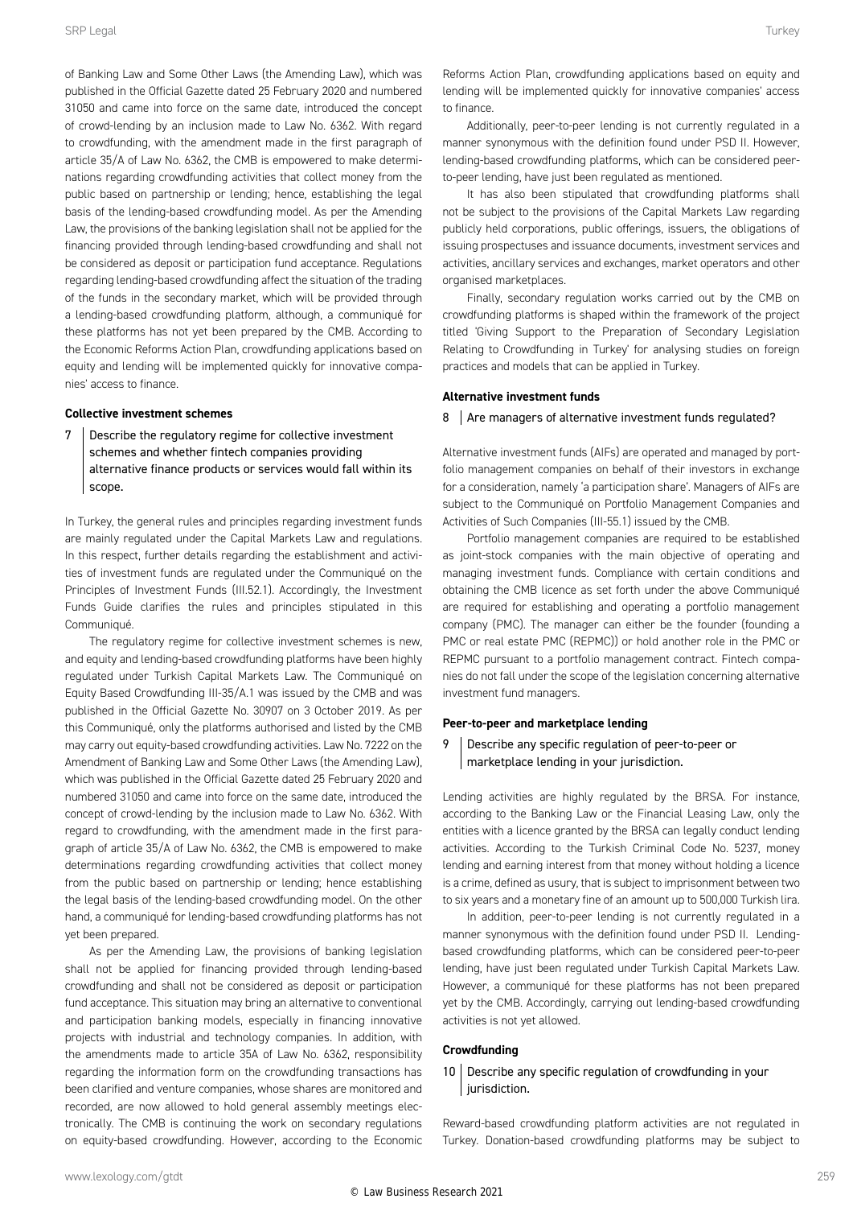of Banking Law and Some Other Laws (the Amending Law), which was published in the Official Gazette dated 25 February 2020 and numbered 31050 and came into force on the same date, introduced the concept of crowd-lending by an inclusion made to Law No. 6362. With regard to crowdfunding, with the amendment made in the first paragraph of article 35/A of Law No. 6362, the CMB is empowered to make determinations regarding crowdfunding activities that collect money from the public based on partnership or lending; hence, establishing the legal basis of the lending-based crowdfunding model. As per the Amending Law, the provisions of the banking legislation shall not be applied for the financing provided through lending-based crowdfunding and shall not be considered as deposit or participation fund acceptance. Regulations regarding lending-based crowdfunding affect the situation of the trading of the funds in the secondary market, which will be provided through a lending-based crowdfunding platform, although, a communiqué for these platforms has not yet been prepared by the CMB. According to the Economic Reforms Action Plan, crowdfunding applications based on equity and lending will be implemented quickly for innovative companies' access to finance.

**Collective investment schemes**

### 7 Describe the regulatory regime for collective investment schemes and whether fintech companies providing alternative finance products or services would fall within its scope.

In Turkey, the general rules and principles regarding investment funds are mainly regulated under the Capital Markets Law and regulations. In this respect, further details regarding the establishment and activities of investment funds are regulated under the Communiqué on the Principles of Investment Funds (III.52.1). Accordingly, the Investment Funds Guide clarifies the rules and principles stipulated in this Communiqué.

The regulatory regime for collective investment schemes is new, and equity and lending-based crowdfunding platforms have been highly regulated under Turkish Capital Markets Law. The Communiqué on Equity Based Crowdfunding III-35/A.1 was issued by the CMB and was published in the Official Gazette No. 30907 on 3 October 2019. As per this Communiqué, only the platforms authorised and listed by the CMB may carry out equity-based crowdfunding activities. Law No. 7222 on the Amendment of Banking Law and Some Other Laws (the Amending Law), which was published in the Official Gazette dated 25 February 2020 and numbered 31050 and came into force on the same date, introduced the concept of crowd-lending by the inclusion made to Law No. 6362. With regard to crowdfunding, with the amendment made in the first paragraph of article 35/A of Law No. 6362, the CMB is empowered to make determinations regarding crowdfunding activities that collect money from the public based on partnership or lending; hence establishing the legal basis of the lending-based crowdfunding model. On the other hand, a communiqué for lending-based crowdfunding platforms has not yet been prepared.

As per the Amending Law, the provisions of banking legislation shall not be applied for financing provided through lending-based crowdfunding and shall not be considered as deposit or participation fund acceptance. This situation may bring an alternative to conventional and participation banking models, especially in financing innovative projects with industrial and technology companies. In addition, with the amendments made to article 35A of Law No. 6362, responsibility regarding the information form on the crowdfunding transactions has been clarified and venture companies, whose shares are monitored and recorded, are now allowed to hold general assembly meetings electronically. The CMB is continuing the work on secondary regulations on equity-based crowdfunding. However, according to the Economic Reforms Action Plan, crowdfunding applications based on equity and lending will be implemented quickly for innovative companies' access to finance.

Additionally, peer-to-peer lending is not currently regulated in a manner synonymous with the definition found under PSD II. However, lending-based crowdfunding platforms, which can be considered peer-to-peer lending, have just been regulated as mentioned.

It has also been stipulated that crowdfunding platforms shall not be subject to the provisions of the Capital Markets Law regarding publicly held corporations, public offerings, issuers, the obligations of issuing prospectuses and issuance documents, investment services and activities, ancillary services and exchanges, market operators and other organised marketplaces.

Finally, secondary regulation works carried out by the CMB on crowdfunding platforms is shaped within the framework of the project titled 'Giving Support to the Preparation of Secondary Legislation Relating to Crowdfunding in Turkey' for analysing studies on foreign practices and models that can be applied in Turkey.

**Alternative investment funds**

### 8 Are managers of alternative investment funds regulated?

Alternative investment funds (AIFs) are operated and managed by portfolio management companies on behalf of their investors in exchange for a consideration, namely 'a participation share'. Managers of AIFs are subject to the Communiqué on Portfolio Management Companies and Activities of Such Companies (III-55.1) issued by the CMB.

Portfolio management companies are required to be established as joint-stock companies with the main objective of operating and managing investment funds. Compliance with certain conditions and obtaining the CMB licence as set forth under the above Communiqué are required for establishing and operating a portfolio management company (PMC). The manager can either be the founder (founding a PMC or real estate PMC (REPMC)) or hold another role in the PMC or REPMC pursuant to a portfolio management contract. Fintech companies do not fall under the scope of the legislation concerning alternative investment fund managers.

**Peer-to-peer and marketplace lending**

### 9 Describe any specific regulation of peer-to-peer or marketplace lending in your jurisdiction.

Lending activities are highly regulated by the BRSA. For instance, according to the Banking Law or the Financial Leasing Law, only the entities with a licence granted by the BRSA can legally conduct lending activities. According to the Turkish Criminal Code No. 5237, money lending and earning interest from that money without holding a licence is a crime, defined as usury, that is subject to imprisonment between two to six years and a monetary fine of an amount up to 500,000 Turkish lira.

In addition, peer-to-peer lending is not currently regulated in a manner synonymous with the definition found under PSD II. Lending-based crowdfunding platforms, which can be considered peer-to-peer lending, have just been regulated under Turkish Capital Markets Law. However, a communiqué for these platforms has not been prepared yet by the CMB. Accordingly, carrying out lending-based crowdfunding activities is not yet allowed.

**Crowdfunding**

### 10 Describe any specific regulation of crowdfunding in your jurisdiction.

Reward-based crowdfunding platform activities are not regulated in Turkey. Donation-based crowdfunding platforms may be subject to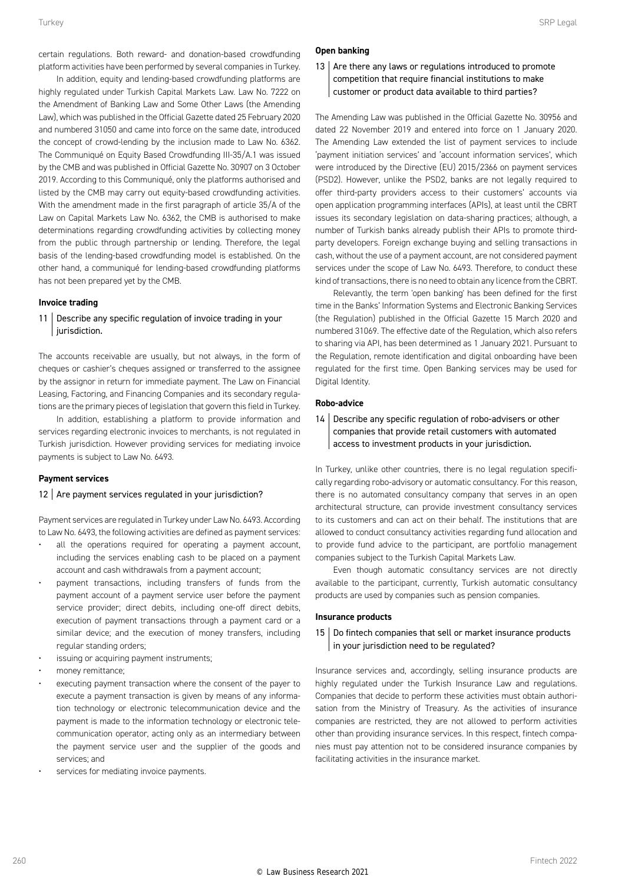certain regulations. Both reward- and donation-based crowdfunding platform activities have been performed by several companies in Turkey.

In addition, equity and lending-based crowdfunding platforms are highly regulated under Turkish Capital Markets Law. Law No. 7222 on the Amendment of Banking Law and Some Other Laws (the Amending Law), which was published in the Official Gazette dated 25 February 2020 and numbered 31050 and came into force on the same date, introduced the concept of crowd-lending by the inclusion made to Law No. 6362. The Communiqué on Equity Based Crowdfunding III-35/A.1 was issued by the CMB and was published in Official Gazette No. 30907 on 3 October 2019. According to this Communiqué, only the platforms authorised and listed by the CMB may carry out equity-based crowdfunding activities. With the amendment made in the first paragraph of article 35/A of the Law on Capital Markets Law No. 6362, the CMB is authorised to make determinations regarding crowdfunding activities by collecting money from the public through partnership or lending. Therefore, the legal basis of the lending-based crowdfunding model is established. On the other hand, a communiqué for lending-based crowdfunding platforms has not been prepared yet by the CMB.

**Invoice trading**

### 11 | Describe any specific regulation of invoice trading in your jurisdiction.

The accounts receivable are usually, but not always, in the form of cheques or cashier's cheques assigned or transferred to the assignee by the assignor in return for immediate payment. The Law on Financial Leasing, Factoring, and Financing Companies and its secondary regulations are the primary pieces of legislation that govern this field in Turkey.

In addition, establishing a platform to provide information and services regarding electronic invoices to merchants, is not regulated in Turkish jurisdiction. However providing services for mediating invoice payments is subject to Law No. 6493.

**Payment services**

### 12 | Are payment services regulated in your jurisdiction?

Payment services are regulated in Turkey under Law No. 6493. According to Law No. 6493, the following activities are defined as payment services:

- all the operations required for operating a payment account, including the services enabling cash to be placed on a payment account and cash withdrawals from a payment account;
- payment transactions, including transfers of funds from the payment account of a payment service user before the payment service provider; direct debits, including one-off direct debits, execution of payment transactions through a payment card or a similar device; and the execution of money transfers, including regular standing orders;
- issuing or acquiring payment instruments;
- money remittance;
- executing payment transaction where the consent of the payer to execute a payment transaction is given by means of any information technology or electronic telecommunication device and the payment is made to the information technology or electronic telecommunication operator, acting only as an intermediary between the payment service user and the supplier of the goods and services; and
- services for mediating invoice payments.

**Open banking**

### 13 | Are there any laws or regulations introduced to promote competition that require financial institutions to make customer or product data available to third parties?

The Amending Law was published in the Official Gazette No. 30956 and dated 22 November 2019 and entered into force on 1 January 2020. The Amending Law extended the list of payment services to include 'payment initiation services' and 'account information services', which were introduced by the Directive (EU) 2015/2366 on payment services (PSD2). However, unlike the PSD2, banks are not legally required to offer third-party providers access to their customers' accounts via open application programming interfaces (APIs), at least until the CBRT issues its secondary legislation on data-sharing practices; although, a number of Turkish banks already publish their APIs to promote third-party developers. Foreign exchange buying and selling transactions in cash, without the use of a payment account, are not considered payment services under the scope of Law No. 6493. Therefore, to conduct these kind of transactions, there is no need to obtain any licence from the CBRT.

Relevantly, the term 'open banking' has been defined for the first time in the Banks' Information Systems and Electronic Banking Services (the Regulation) published in the Official Gazette 15 March 2020 and numbered 31069. The effective date of the Regulation, which also refers to sharing via API, has been determined as 1 January 2021. Pursuant to the Regulation, remote identification and digital onboarding have been regulated for the first time. Open Banking services may be used for Digital Identity.

**Robo-advice**

### 14 | Describe any specific regulation of robo-advisers or other companies that provide retail customers with automated access to investment products in your jurisdiction.

In Turkey, unlike other countries, there is no legal regulation specifically regarding robo-advisory or automatic consultancy. For this reason, there is no automated consultancy company that serves in an open architectural structure, can provide investment consultancy services to its customers and can act on their behalf. The institutions that are allowed to conduct consultancy activities regarding fund allocation and to provide fund advice to the participant, are portfolio management companies subject to the Turkish Capital Markets Law.

Even though automatic consultancy services are not directly available to the participant, currently, Turkish automatic consultancy products are used by companies such as pension companies.

**Insurance products**

### 15 | Do fintech companies that sell or market insurance products in your jurisdiction need to be regulated?

Insurance services and, accordingly, selling insurance products are highly regulated under the Turkish Insurance Law and regulations. Companies that decide to perform these activities must obtain authorisation from the Ministry of Treasury. As the activities of insurance companies are restricted, they are not allowed to perform activities other than providing insurance services. In this respect, fintech companies must pay attention not to be considered insurance companies by facilitating activities in the insurance market.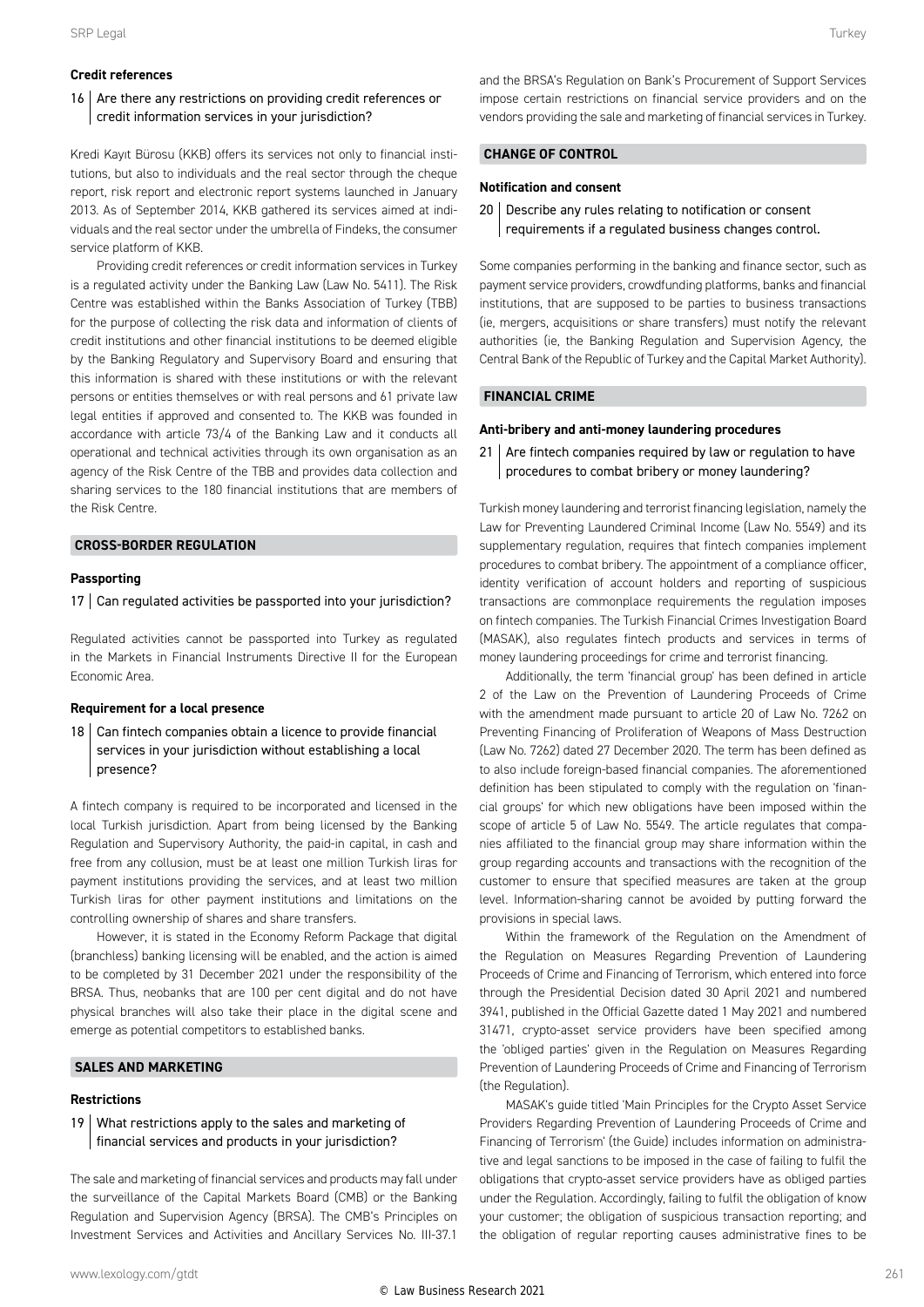### Credit references

**16 | Are there any restrictions on providing credit references or credit information services in your jurisdiction?**

Kredi Kayıt Bürosu (KKB) offers its services not only to financial institutions, but also to individuals and the real sector through the cheque report, risk report and electronic report systems launched in January 2013. As of September 2014, KKB gathered its services aimed at individuals and the real sector under the umbrella of Findeks, the consumer service platform of KKB.

Providing credit references or credit information services in Turkey is a regulated activity under the Banking Law (Law No. 5411). The Risk Centre was established within the Banks Association of Turkey (TBB) for the purpose of collecting the risk data and information of clients of credit institutions and other financial institutions to be deemed eligible by the Banking Regulatory and Supervisory Board and ensuring that this information is shared with these institutions or with the relevant persons or entities themselves or with real persons and 61 private law legal entities if approved and consented to. The KKB was founded in accordance with article 73/4 of the Banking Law and it conducts all operational and technical activities through its own organisation as an agency of the Risk Centre of the TBB and provides data collection and sharing services to the 180 financial institutions that are members of the Risk Centre.

## CROSS-BORDER REGULATION

### Passporting

**17 | Can regulated activities be passported into your jurisdiction?**

Regulated activities cannot be passported into Turkey as regulated in the Markets in Financial Instruments Directive II for the European Economic Area.

### Requirement for a local presence

**18 | Can fintech companies obtain a licence to provide financial services in your jurisdiction without establishing a local presence?**

A fintech company is required to be incorporated and licensed in the local Turkish jurisdiction. Apart from being licensed by the Banking Regulation and Supervisory Authority, the paid-in capital, in cash and free from any collusion, must be at least one million Turkish liras for payment institutions providing the services, and at least two million Turkish liras for other payment institutions and limitations on the controlling ownership of shares and share transfers.

However, it is stated in the Economy Reform Package that digital (branchless) banking licensing will be enabled, and the action is aimed to be completed by 31 December 2021 under the responsibility of the BRSA. Thus, neobanks that are 100 per cent digital and do not have physical branches will also take their place in the digital scene and emerge as potential competitors to established banks.

## SALES AND MARKETING

### Restrictions

**19 | What restrictions apply to the sales and marketing of financial services and products in your jurisdiction?**

The sale and marketing of financial services and products may fall under the surveillance of the Capital Markets Board (CMB) or the Banking Regulation and Supervision Agency (BRSA). The CMB's Principles on Investment Services and Activities and Ancillary Services No. III-37.1 and the BRSA's Regulation on Bank's Procurement of Support Services impose certain restrictions on financial service providers and on the vendors providing the sale and marketing of financial services in Turkey.

## CHANGE OF CONTROL

### Notification and consent

**20 | Describe any rules relating to notification or consent requirements if a regulated business changes control.**

Some companies performing in the banking and finance sector, such as payment service providers, crowdfunding platforms, banks and financial institutions, that are supposed to be parties to business transactions (ie, mergers, acquisitions or share transfers) must notify the relevant authorities (ie, the Banking Regulation and Supervision Agency, the Central Bank of the Republic of Turkey and the Capital Market Authority).

## FINANCIAL CRIME

### Anti-bribery and anti-money laundering procedures

**21 | Are fintech companies required by law or regulation to have procedures to combat bribery or money laundering?**

Turkish money laundering and terrorist financing legislation, namely the Law for Preventing Laundered Criminal Income (Law No. 5549) and its supplementary regulation, requires that fintech companies implement procedures to combat bribery. The appointment of a compliance officer, identity verification of account holders and reporting of suspicious transactions are commonplace requirements the regulation imposes on fintech companies. The Turkish Financial Crimes Investigation Board (MASAK), also regulates fintech products and services in terms of money laundering proceedings for crime and terrorist financing.

Additionally, the term 'financial group' has been defined in article 2 of the Law on the Prevention of Laundering Proceeds of Crime with the amendment made pursuant to article 20 of Law No. 7262 on Preventing Financing of Proliferation of Weapons of Mass Destruction (Law No. 7262) dated 27 December 2020. The term has been defined as to also include foreign-based financial companies. The aforementioned definition has been stipulated to comply with the regulation on 'financial groups' for which new obligations have been imposed within the scope of article 5 of Law No. 5549. The article regulates that companies affiliated to the financial group may share information within the group regarding accounts and transactions with the recognition of the customer to ensure that specified measures are taken at the group level. Information-sharing cannot be avoided by putting forward the provisions in special laws.

Within the framework of the Regulation on the Amendment of the Regulation on Measures Regarding Prevention of Laundering Proceeds of Crime and Financing of Terrorism, which entered into force through the Presidential Decision dated 30 April 2021 and numbered 3941, published in the Official Gazette dated 1 May 2021 and numbered 31471, crypto-asset service providers have been specified among the 'obliged parties' given in the Regulation on Measures Regarding Prevention of Laundering Proceeds of Crime and Financing of Terrorism (the Regulation).

MASAK's guide titled 'Main Principles for the Crypto Asset Service Providers Regarding Prevention of Laundering Proceeds of Crime and Financing of Terrorism' (the Guide) includes information on administrative and legal sanctions to be imposed in the case of failing to fulfil the obligations that crypto-asset service providers have as obliged parties under the Regulation. Accordingly, failing to fulfil the obligation of know your customer; the obligation of suspicious transaction reporting; and the obligation of regular reporting causes administrative fines to be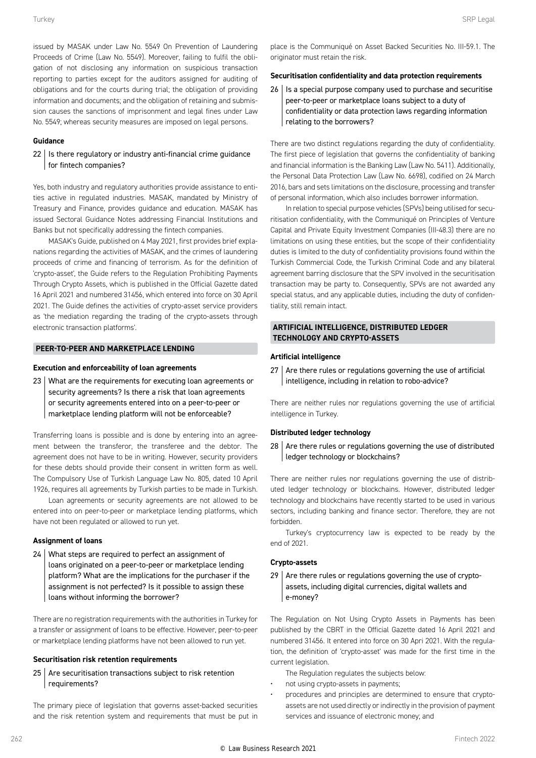issued by MASAK under Law No. 5549 On Prevention of Laundering Proceeds of Crime (Law No. 5549). Moreover, failing to fulfil the obligation of not disclosing any information on suspicious transaction reporting to parties except for the auditors assigned for auditing of obligations and for the courts during trial; the obligation of providing information and documents; and the obligation of retaining and submission causes the sanctions of imprisonment and legal fines under Law No. 5549; whereas security measures are imposed on legal persons.

### Guidance

**22 | Is there regulatory or industry anti-financial crime guidance for fintech companies?**

Yes, both industry and regulatory authorities provide assistance to entities active in regulated industries. MASAK, mandated by Ministry of Treasury and Finance, provides guidance and education. MASAK has issued Sectoral Guidance Notes addressing Financial Institutions and Banks but not specifically addressing the fintech companies.

MASAK's Guide, published on 4 May 2021, first provides brief explanations regarding the activities of MASAK, and the crimes of laundering proceeds of crime and financing of terrorism. As for the definition of 'crypto-asset', the Guide refers to the Regulation Prohibiting Payments Through Crypto Assets, which is published in the Official Gazette dated 16 April 2021 and numbered 31456, which entered into force on 30 April 2021. The Guide defines the activities of crypto-asset service providers as 'the mediation regarding the trading of the crypto-assets through electronic transaction platforms'.

## PEER-TO-PEER AND MARKETPLACE LENDING

### Execution and enforceability of loan agreements

**23 | What are the requirements for executing loan agreements or security agreements? Is there a risk that loan agreements or security agreements entered into on a peer-to-peer or marketplace lending platform will not be enforceable?**

Transferring loans is possible and is done by entering into an agreement between the transferor, the transferee and the debtor. The agreement does not have to be in writing. However, security providers for these debts should provide their consent in written form as well. The Compulsory Use of Turkish Language Law No. 805, dated 10 April 1926, requires all agreements by Turkish parties to be made in Turkish.

Loan agreements or security agreements are not allowed to be entered into on peer-to-peer or marketplace lending platforms, which have not been regulated or allowed to run yet.

### Assignment of loans

**24 | What steps are required to perfect an assignment of loans originated on a peer-to-peer or marketplace lending platform? What are the implications for the purchaser if the assignment is not perfected? Is it possible to assign these loans without informing the borrower?**

There are no registration requirements with the authorities in Turkey for a transfer or assignment of loans to be effective. However, peer-to-peer or marketplace lending platforms have not been allowed to run yet.

### Securitisation risk retention requirements

**25 | Are securitisation transactions subject to risk retention requirements?**

The primary piece of legislation that governs asset-backed securities and the risk retention system and requirements that must be put in place is the Communiqué on Asset Backed Securities No. III-59.1. The originator must retain the risk.

### Securitisation confidentiality and data protection requirements

**26 | Is a special purpose company used to purchase and securitise peer-to-peer or marketplace loans subject to a duty of confidentiality or data protection laws regarding information relating to the borrowers?**

There are two distinct regulations regarding the duty of confidentiality. The first piece of legislation that governs the confidentiality of banking and financial information is the Banking Law (Law No. 5411). Additionally, the Personal Data Protection Law (Law No. 6698), codified on 24 March 2016, bars and sets limitations on the disclosure, processing and transfer of personal information, which also includes borrower information.

In relation to special purpose vehicles (SPVs) being utilised for securitisation confidentiality, with the Communiqué on Principles of Venture Capital and Private Equity Investment Companies (III-48.3) there are no limitations on using these entities, but the scope of their confidentiality duties is limited to the duty of confidentiality provisions found within the Turkish Commercial Code, the Turkish Criminal Code and any bilateral agreement barring disclosure that the SPV involved in the securitisation transaction may be party to. Consequently, SPVs are not awarded any special status, and any applicable duties, including the duty of confidentiality, still remain intact.

## ARTIFICIAL INTELLIGENCE, DISTRIBUTED LEDGER TECHNOLOGY AND CRYPTO-ASSETS

### Artificial intelligence

**27 | Are there rules or regulations governing the use of artificial intelligence, including in relation to robo-advice?**

There are neither rules nor regulations governing the use of artificial intelligence in Turkey.

### Distributed ledger technology

**28 | Are there rules or regulations governing the use of distributed ledger technology or blockchains?**

There are neither rules nor regulations governing the use of distributed ledger technology or blockchains. However, distributed ledger technology and blockchains have recently started to be used in various sectors, including banking and finance sector. Therefore, they are not forbidden.

Turkey's cryptocurrency law is expected to be ready by the end of 2021.

### Crypto-assets

**29 | Are there rules or regulations governing the use of crypto-assets, including digital currencies, digital wallets and e-money?**

The Regulation on Not Using Crypto Assets in Payments has been published by the CBRT in the Official Gazette dated 16 April 2021 and numbered 31456. It entered into force on 30 Apri 2021. With the regulation, the definition of 'crypto-asset' was made for the first time in the current legislation.

The Regulation regulates the subjects below:

- not using crypto-assets in payments;
- procedures and principles are determined to ensure that crypto-assets are not used directly or indirectly in the provision of payment services and issuance of electronic money; and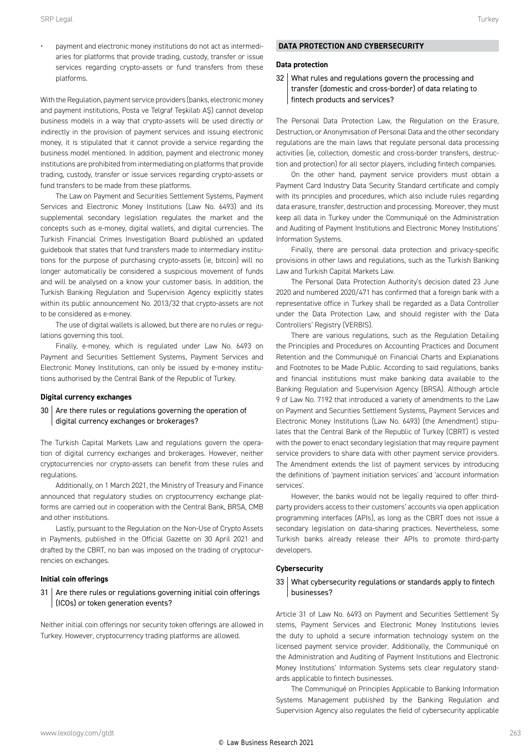- payment and electronic money institutions do not act as intermediaries for platforms that provide trading, custody, transfer or issue services regarding crypto-assets or fund transfers from these platforms.

With the Regulation, payment service providers (banks, electronic money and payment institutions, Posta ve Telgraf Teşkilatı AŞ) cannot develop business models in a way that crypto-assets will be used directly or indirectly in the provision of payment services and issuing electronic money, it is stipulated that it cannot provide a service regarding the business model mentioned. In addition, payment and electronic money institutions are prohibited from intermediating on platforms that provide trading, custody, transfer or issue services regarding crypto-assets or fund transfers to be made from these platforms.

The Law on Payment and Securities Settlement Systems, Payment Services and Electronic Money Institutions (Law No. 6493) and its supplemental secondary legislation regulates the market and the concepts such as e-money, digital wallets, and digital currencies. The Turkish Financial Crimes Investigation Board published an updated guidebook that states that fund transfers made to intermediary institutions for the purpose of purchasing crypto-assets (ie, bitcoin) will no longer automatically be considered a suspicious movement of funds and will be analysed on a know your customer basis. In addition, the Turkish Banking Regulation and Supervision Agency explicitly states within its public announcement No. 2013/32 that crypto-assets are not to be considered as e-money.

The use of digital wallets is allowed, but there are no rules or regulations governing this tool.

Finally, e-money, which is regulated under Law No. 6493 on Payment and Securities Settlement Systems, Payment Services and Electronic Money Institutions, can only be issued by e-money institutions authorised by the Central Bank of the Republic of Turkey.

### Digital currency exchanges

**30 | Are there rules or regulations governing the operation of digital currency exchanges or brokerages?**

The Turkish Capital Markets Law and regulations govern the operation of digital currency exchanges and brokerages. However, neither cryptocurrencies nor crypto-assets can benefit from these rules and regulations.

Additionally, on 1 March 2021, the Ministry of Treasury and Finance announced that regulatory studies on cryptocurrency exchange platforms are carried out in cooperation with the Central Bank, BRSA, CMB and other institutions.

Lastly, pursuant to the Regulation on the Non-Use of Crypto Assets in Payments, published in the Official Gazette on 30 April 2021 and drafted by the CBRT, no ban was imposed on the trading of cryptocurrencies on exchanges.

### Initial coin offerings

**31 | Are there rules or regulations governing initial coin offerings (ICOs) or token generation events?**

Neither initial coin offerings nor security token offerings are allowed in Turkey. However, cryptocurrency trading platforms are allowed.

## DATA PROTECTION AND CYBERSECURITY

### Data protection

**32 | What rules and regulations govern the processing and transfer (domestic and cross-border) of data relating to fintech products and services?**

The Personal Data Protection Law, the Regulation on the Erasure, Destruction, or Anonymisation of Personal Data and the other secondary regulations are the main laws that regulate personal data processing activities (ie, collection, domestic and cross-border transfers, destruction and protection) for all sector players, including fintech companies.

On the other hand, payment service providers must obtain a Payment Card Industry Data Security Standard certificate and comply with its principles and procedures, which also include rules regarding data erasure, transfer, destruction and processing. Moreover, they must keep all data in Turkey under the Communiqué on the Administration and Auditing of Payment Institutions and Electronic Money Institutions' Information Systems.

Finally, there are personal data protection and privacy-specific provisions in other laws and regulations, such as the Turkish Banking Law and Turkish Capital Markets Law.

The Personal Data Protection Authority's decision dated 23 June 2020 and numbered 2020/471 has confirmed that a foreign bank with a representative office in Turkey shall be regarded as a Data Controller under the Data Protection Law, and should register with the Data Controllers' Registry (VERBIS).

There are various regulations, such as the Regulation Detailing the Principles and Procedures on Accounting Practices and Document Retention and the Communiqué on Financial Charts and Explanations and Footnotes to be Made Public. According to said regulations, banks and financial institutions must make banking data available to the Banking Regulation and Supervision Agency (BRSA). Although article 9 of Law No. 7192 that introduced a variety of amendments to the Law on Payment and Securities Settlement Systems, Payment Services and Electronic Money Institutions (Law No. 6493) (the Amendment) stipulates that the Central Bank of the Republic of Turkey (CBRT) is vested with the power to enact secondary legislation that may require payment service providers to share data with other payment service providers. The Amendment extends the list of payment services by introducing the definitions of 'payment initiation services' and 'account information services'.

However, the banks would not be legally required to offer third-party providers access to their customers' accounts via open application programming interfaces (APIs), as long as the CBRT does not issue a secondary legislation on data-sharing practices. Nevertheless, some Turkish banks already release their APIs to promote third-party developers.

### Cybersecurity

**33 | What cybersecurity regulations or standards apply to fintech businesses?**

Article 31 of Law No. 6493 on Payment and Securities Settlement Systems, Payment Services and Electronic Money Institutions levies the duty to uphold a secure information technology system on the licensed payment service provider. Additionally, the Communiqué on the Administration and Auditing of Payment Institutions and Electronic Money Institutions' Information Systems sets clear regulatory standards applicable to fintech businesses.

The Communiqué on Principles Applicable to Banking Information Systems Management published by the Banking Regulation and Supervision Agency also regulates the field of cybersecurity applicable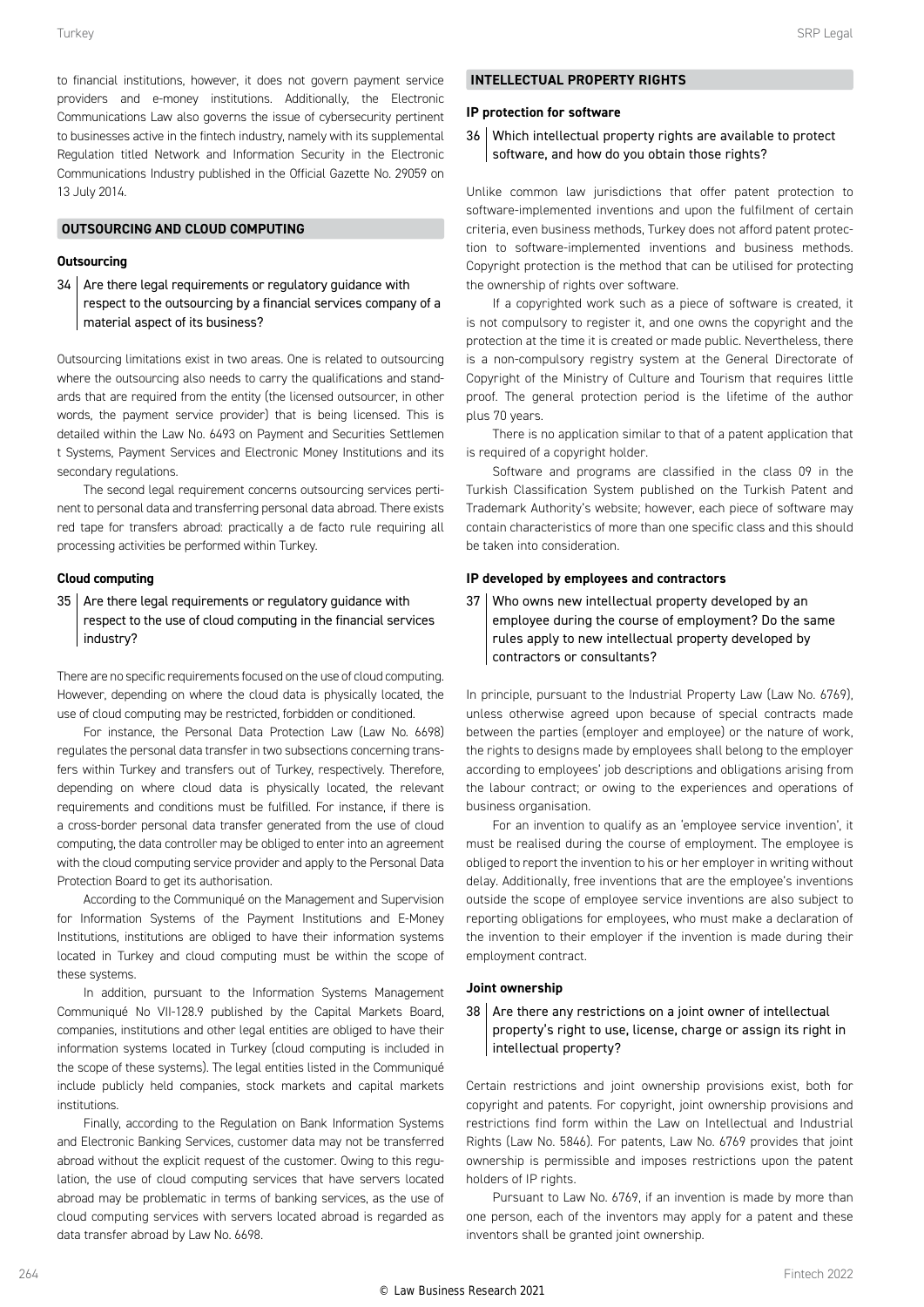to financial institutions, however, it does not govern payment service providers and e-money institutions. Additionally, the Electronic Communications Law also governs the issue of cybersecurity pertinent to businesses active in the fintech industry, namely with its supplemental Regulation titled Network and Information Security in the Electronic Communications Industry published in the Official Gazette No. 29059 on 13 July 2014.

## OUTSOURCING AND CLOUD COMPUTING

### Outsourcing

**34 | Are there legal requirements or regulatory guidance with respect to the outsourcing by a financial services company of a material aspect of its business?**

Outsourcing limitations exist in two areas. One is related to outsourcing where the outsourcing also needs to carry the qualifications and standards that are required from the entity (the licensed outsourcer, in other words, the payment service provider) that is being licensed. This is detailed within the Law No. 6493 on Payment and Securities Settlement Systems, Payment Services and Electronic Money Institutions and its secondary regulations.

The second legal requirement concerns outsourcing services pertinent to personal data and transferring personal data abroad. There exists red tape for transfers abroad: practically a de facto rule requiring all processing activities be performed within Turkey.

### Cloud computing

**35 | Are there legal requirements or regulatory guidance with respect to the use of cloud computing in the financial services industry?**

There are no specific requirements focused on the use of cloud computing. However, depending on where the cloud data is physically located, the use of cloud computing may be restricted, forbidden or conditioned.

For instance, the Personal Data Protection Law (Law No. 6698) regulates the personal data transfer in two subsections concerning transfers within Turkey and transfers out of Turkey, respectively. Therefore, depending on where cloud data is physically located, the relevant requirements and conditions must be fulfilled. For instance, if there is a cross-border personal data transfer generated from the use of cloud computing, the data controller may be obliged to enter into an agreement with the cloud computing service provider and apply to the Personal Data Protection Board to get its authorisation.

According to the Communiqué on the Management and Supervision for Information Systems of the Payment Institutions and E-Money Institutions, institutions are obliged to have their information systems located in Turkey and cloud computing must be within the scope of these systems.

In addition, pursuant to the Information Systems Management Communiqué No VII-128.9 published by the Capital Markets Board, companies, institutions and other legal entities are obliged to have their information systems located in Turkey (cloud computing is included in the scope of these systems). The legal entities listed in the Communiqué include publicly held companies, stock markets and capital markets institutions.

Finally, according to the Regulation on Bank Information Systems and Electronic Banking Services, customer data may not be transferred abroad without the explicit request of the customer. Owing to this regulation, the use of cloud computing services that have servers located abroad may be problematic in terms of banking services, as the use of cloud computing services with servers located abroad is regarded as data transfer abroad by Law No. 6698.

## INTELLECTUAL PROPERTY RIGHTS

### IP protection for software

**36 | Which intellectual property rights are available to protect software, and how do you obtain those rights?**

Unlike common law jurisdictions that offer patent protection to software-implemented inventions and upon the fulfilment of certain criteria, even business methods, Turkey does not afford patent protection to software-implemented inventions and business methods. Copyright protection is the method that can be utilised for protecting the ownership of rights over software.

If a copyrighted work such as a piece of software is created, it is not compulsory to register it, and one owns the copyright and the protection at the time it is created or made public. Nevertheless, there is a non-compulsory registry system at the General Directorate of Copyright of the Ministry of Culture and Tourism that requires little proof. The general protection period is the lifetime of the author plus 70 years.

There is no application similar to that of a patent application that is required of a copyright holder.

Software and programs are classified in the class 09 in the Turkish Classification System published on the Turkish Patent and Trademark Authority's website; however, each piece of software may contain characteristics of more than one specific class and this should be taken into consideration.

### IP developed by employees and contractors

**37 | Who owns new intellectual property developed by an employee during the course of employment? Do the same rules apply to new intellectual property developed by contractors or consultants?**

In principle, pursuant to the Industrial Property Law (Law No. 6769), unless otherwise agreed upon because of special contracts made between the parties (employer and employee) or the nature of work, the rights to designs made by employees shall belong to the employer according to employees' job descriptions and obligations arising from the labour contract; or owing to the experiences and operations of business organisation.

For an invention to qualify as an 'employee service invention', it must be realised during the course of employment. The employee is obliged to report the invention to his or her employer in writing without delay. Additionally, free inventions that are the employee's inventions outside the scope of employee service inventions are also subject to reporting obligations for employees, who must make a declaration of the invention to their employer if the invention is made during their employment contract.

### Joint ownership

**38 | Are there any restrictions on a joint owner of intellectual property's right to use, license, charge or assign its right in intellectual property?**

Certain restrictions and joint ownership provisions exist, both for copyright and patents. For copyright, joint ownership provisions and restrictions find form within the Law on Intellectual and Industrial Rights (Law No. 5846). For patents, Law No. 6769 provides that joint ownership is permissible and imposes restrictions upon the patent holders of IP rights.

Pursuant to Law No. 6769, if an invention is made by more than one person, each of the inventors may apply for a patent and these inventors shall be granted joint ownership.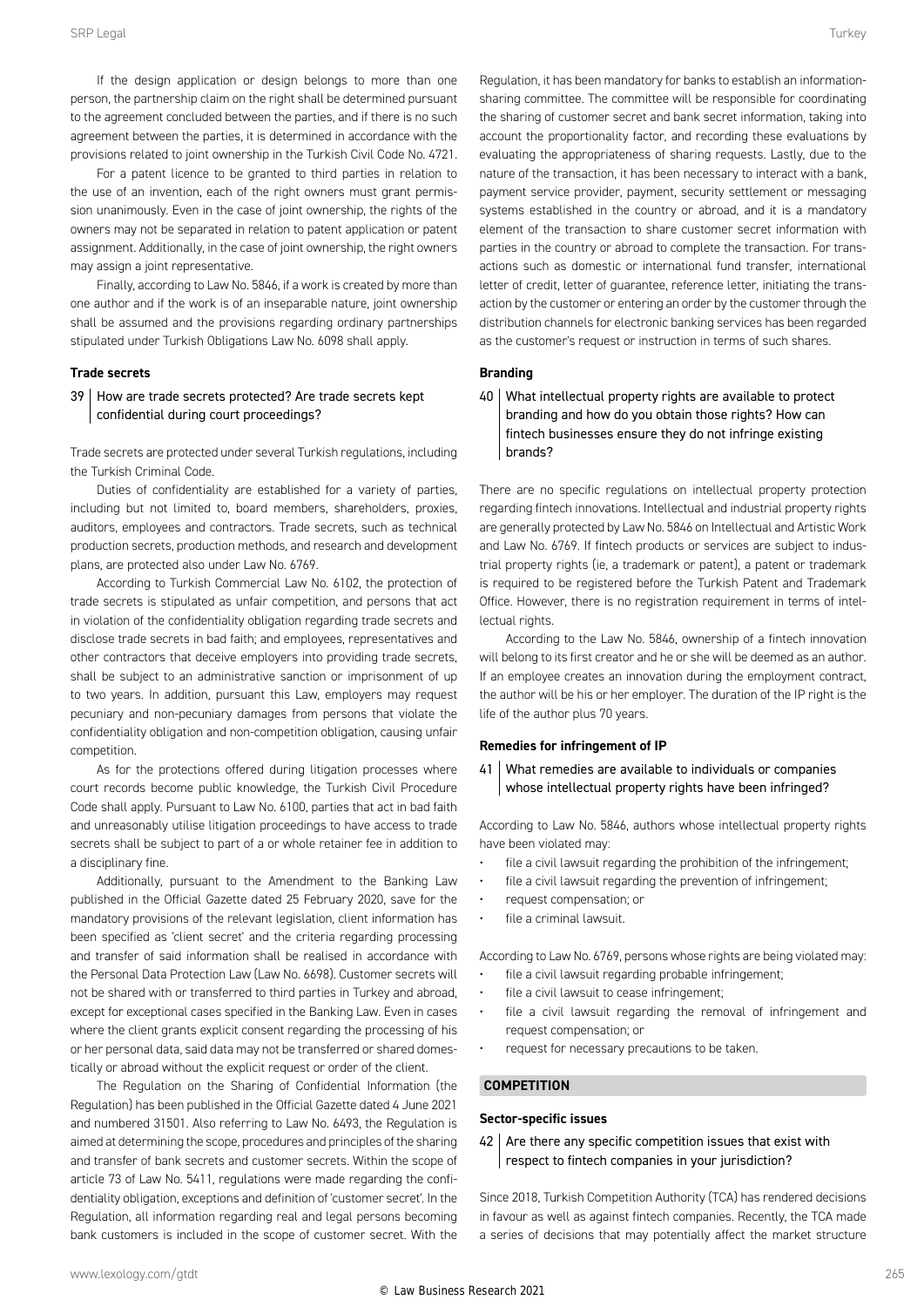If the design application or design belongs to more than one person, the partnership claim on the right shall be determined pursuant to the agreement concluded between the parties, and if there is no such agreement between the parties, it is determined in accordance with the provisions related to joint ownership in the Turkish Civil Code No. 4721.

For a patent licence to be granted to third parties in relation to the use of an invention, each of the right owners must grant permission unanimously. Even in the case of joint ownership, the rights of the owners may not be separated in relation to patent application or patent assignment. Additionally, in the case of joint ownership, the right owners may assign a joint representative.

Finally, according to Law No. 5846, if a work is created by more than one author and if the work is of an inseparable nature, joint ownership shall be assumed and the provisions regarding ordinary partnerships stipulated under Turkish Obligations Law No. 6098 shall apply.

### Trade secrets

#### 39 | How are trade secrets protected? Are trade secrets kept confidential during court proceedings?

Trade secrets are protected under several Turkish regulations, including the Turkish Criminal Code.

Duties of confidentiality are established for a variety of parties, including but not limited to, board members, shareholders, proxies, auditors, employees and contractors. Trade secrets, such as technical production secrets, production methods, and research and development plans, are protected also under Law No. 6769.

According to Turkish Commercial Law No. 6102, the protection of trade secrets is stipulated as unfair competition, and persons that act in violation of the confidentiality obligation regarding trade secrets and disclose trade secrets in bad faith; and employees, representatives and other contractors that deceive employers into providing trade secrets, shall be subject to an administrative sanction or imprisonment of up to two years. In addition, pursuant this Law, employers may request pecuniary and non-pecuniary damages from persons that violate the confidentiality obligation and non-competition obligation, causing unfair competition.

As for the protections offered during litigation processes where court records become public knowledge, the Turkish Civil Procedure Code shall apply. Pursuant to Law No. 6100, parties that act in bad faith and unreasonably utilise litigation proceedings to have access to trade secrets shall be subject to part of a or whole retainer fee in addition to a disciplinary fine.

Additionally, pursuant to the Amendment to the Banking Law published in the Official Gazette dated 25 February 2020, save for the mandatory provisions of the relevant legislation, client information has been specified as 'client secret' and the criteria regarding processing and transfer of said information shall be realised in accordance with the Personal Data Protection Law (Law No. 6698). Customer secrets will not be shared with or transferred to third parties in Turkey and abroad, except for exceptional cases specified in the Banking Law. Even in cases where the client grants explicit consent regarding the processing of his or her personal data, said data may not be transferred or shared domestically or abroad without the explicit request or order of the client.

The Regulation on the Sharing of Confidential Information (the Regulation) has been published in the Official Gazette dated 4 June 2021 and numbered 31501. Also referring to Law No. 6493, the Regulation is aimed at determining the scope, procedures and principles of the sharing and transfer of bank secrets and customer secrets. Within the scope of article 73 of Law No. 5411, regulations were made regarding the confidentiality obligation, exceptions and definition of 'customer secret'. In the Regulation, all information regarding real and legal persons becoming bank customers is included in the scope of customer secret. With the Regulation, it has been mandatory for banks to establish an information-sharing committee. The committee will be responsible for coordinating the sharing of customer secret and bank secret information, taking into account the proportionality factor, and recording these evaluations by evaluating the appropriateness of sharing requests. Lastly, due to the nature of the transaction, it has been necessary to interact with a bank, payment service provider, payment, security settlement or messaging systems established in the country or abroad, and it is a mandatory element of the transaction to share customer secret information with parties in the country or abroad to complete the transaction. For transactions such as domestic or international fund transfer, international letter of credit, letter of guarantee, reference letter, initiating the transaction by the customer or entering an order by the customer through the distribution channels for electronic banking services has been regarded as the customer's request or instruction in terms of such shares.

### Branding

#### 40 | What intellectual property rights are available to protect branding and how do you obtain those rights? How can fintech businesses ensure they do not infringe existing brands?

There are no specific regulations on intellectual property protection regarding fintech innovations. Intellectual and industrial property rights are generally protected by Law No. 5846 on Intellectual and Artistic Work and Law No. 6769. If fintech products or services are subject to industrial property rights (ie, a trademark or patent), a patent or trademark is required to be registered before the Turkish Patent and Trademark Office. However, there is no registration requirement in terms of intellectual rights.

According to the Law No. 5846, ownership of a fintech innovation will belong to its first creator and he or she will be deemed as an author. If an employee creates an innovation during the employment contract, the author will be his or her employer. The duration of the IP right is the life of the author plus 70 years.

### Remedies for infringement of IP

#### 41 | What remedies are available to individuals or companies whose intellectual property rights have been infringed?

According to Law No. 5846, authors whose intellectual property rights have been violated may:

- file a civil lawsuit regarding the prohibition of the infringement;
- file a civil lawsuit regarding the prevention of infringement;
- request compensation; or
- file a criminal lawsuit.

According to Law No. 6769, persons whose rights are being violated may:

- file a civil lawsuit regarding probable infringement;
- file a civil lawsuit to cease infringement;
- file a civil lawsuit regarding the removal of infringement and request compensation; or
- request for necessary precautions to be taken.

## COMPETITION

### Sector-specific issues

#### 42 | Are there any specific competition issues that exist with respect to fintech companies in your jurisdiction?

Since 2018, Turkish Competition Authority (TCA) has rendered decisions in favour as well as against fintech companies. Recently, the TCA made a series of decisions that may potentially affect the market structure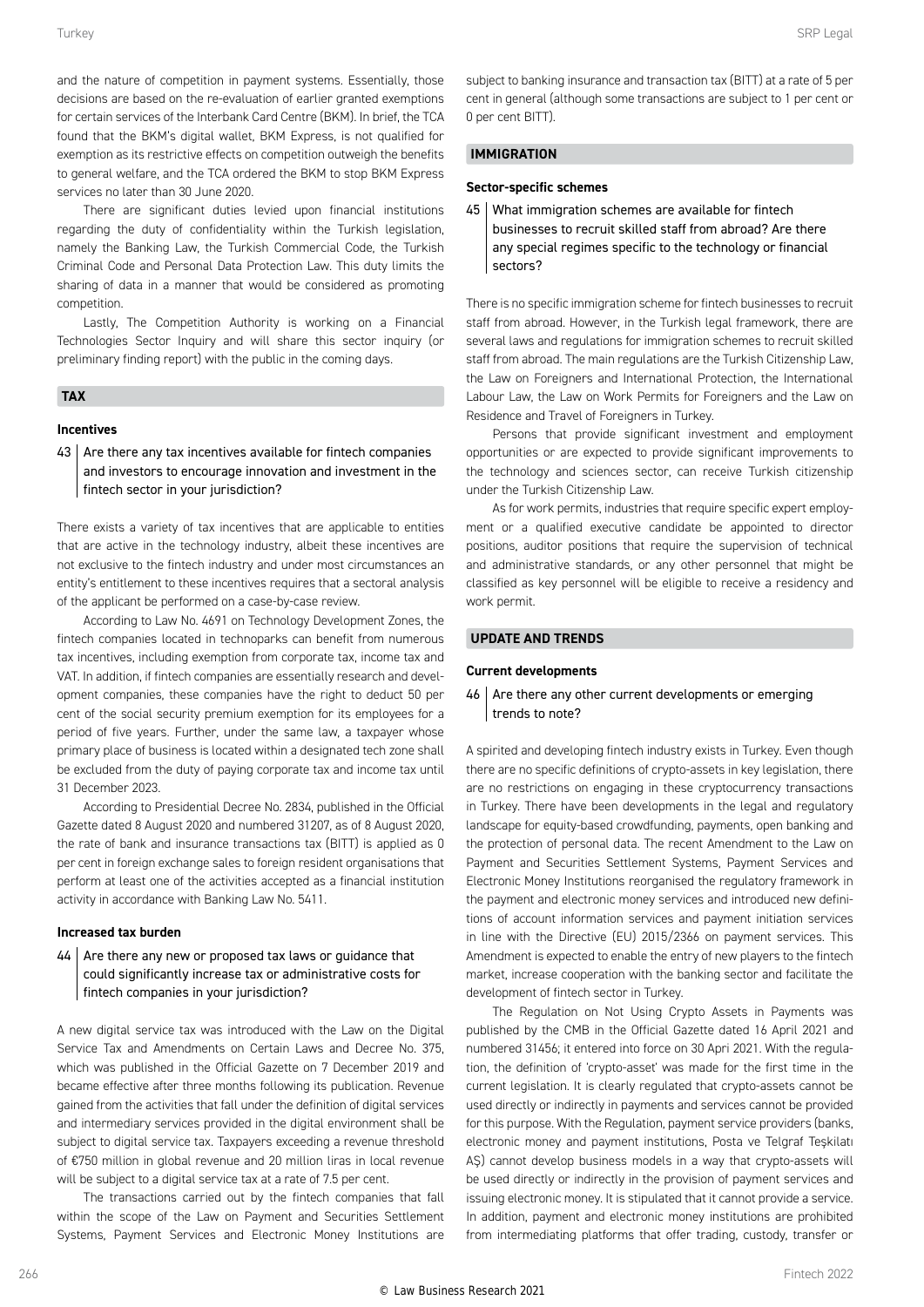and the nature of competition in payment systems. Essentially, those decisions are based on the re-evaluation of earlier granted exemptions for certain services of the Interbank Card Centre (BKM). In brief, the TCA found that the BKM's digital wallet, BKM Express, is not qualified for exemption as its restrictive effects on competition outweigh the benefits to general welfare, and the TCA ordered the BKM to stop BKM Express services no later than 30 June 2020.

There are significant duties levied upon financial institutions regarding the duty of confidentiality within the Turkish legislation, namely the Banking Law, the Turkish Commercial Code, the Turkish Criminal Code and Personal Data Protection Law. This duty limits the sharing of data in a manner that would be considered as promoting competition.

Lastly, The Competition Authority is working on a Financial Technologies Sector Inquiry and will share this sector inquiry (or preliminary finding report) with the public in the coming days.

## TAX

### Incentives

**43 Are there any tax incentives available for fintech companies and investors to encourage innovation and investment in the fintech sector in your jurisdiction?**

There exists a variety of tax incentives that are applicable to entities that are active in the technology industry, albeit these incentives are not exclusive to the fintech industry and under most circumstances an entity's entitlement to these incentives requires that a sectoral analysis of the applicant be performed on a case-by-case review.

According to Law No. 4691 on Technology Development Zones, the fintech companies located in technoparks can benefit from numerous tax incentives, including exemption from corporate tax, income tax and VAT. In addition, if fintech companies are essentially research and development companies, these companies have the right to deduct 50 per cent of the social security premium exemption for its employees for a period of five years. Further, under the same law, a taxpayer whose primary place of business is located within a designated tech zone shall be excluded from the duty of paying corporate tax and income tax until 31 December 2023.

According to Presidential Decree No. 2834, published in the Official Gazette dated 8 August 2020 and numbered 31207, as of 8 August 2020, the rate of bank and insurance transactions tax (BITT) is applied as 0 per cent in foreign exchange sales to foreign resident organisations that perform at least one of the activities accepted as a financial institution activity in accordance with Banking Law No. 5411.

### Increased tax burden

**44 Are there any new or proposed tax laws or guidance that could significantly increase tax or administrative costs for fintech companies in your jurisdiction?**

A new digital service tax was introduced with the Law on the Digital Service Tax and Amendments on Certain Laws and Decree No. 375, which was published in the Official Gazette on 7 December 2019 and became effective after three months following its publication. Revenue gained from the activities that fall under the definition of digital services and intermediary services provided in the digital environment shall be subject to digital service tax. Taxpayers exceeding a revenue threshold of €750 million in global revenue and 20 million liras in local revenue will be subject to a digital service tax at a rate of 7.5 per cent.

The transactions carried out by the fintech companies that fall within the scope of the Law on Payment and Securities Settlement Systems, Payment Services and Electronic Money Institutions are subject to banking insurance and transaction tax (BITT) at a rate of 5 per cent in general (although some transactions are subject to 1 per cent or 0 per cent BITT).

## IMMIGRATION

### Sector-specific schemes

**45 What immigration schemes are available for fintech businesses to recruit skilled staff from abroad? Are there any special regimes specific to the technology or financial sectors?**

There is no specific immigration scheme for fintech businesses to recruit staff from abroad. However, in the Turkish legal framework, there are several laws and regulations for immigration schemes to recruit skilled staff from abroad. The main regulations are the Turkish Citizenship Law, the Law on Foreigners and International Protection, the International Labour Law, the Law on Work Permits for Foreigners and the Law on Residence and Travel of Foreigners in Turkey.

Persons that provide significant investment and employment opportunities or are expected to provide significant improvements to the technology and sciences sector, can receive Turkish citizenship under the Turkish Citizenship Law.

As for work permits, industries that require specific expert employment or a qualified executive candidate be appointed to director positions, auditor positions that require the supervision of technical and administrative standards, or any other personnel that might be classified as key personnel will be eligible to receive a residency and work permit.

## UPDATE AND TRENDS

### Current developments

**46 Are there any other current developments or emerging trends to note?**

A spirited and developing fintech industry exists in Turkey. Even though there are no specific definitions of crypto-assets in key legislation, there are no restrictions on engaging in these cryptocurrency transactions in Turkey. There have been developments in the legal and regulatory landscape for equity-based crowdfunding, payments, open banking and the protection of personal data. The recent Amendment to the Law on Payment and Securities Settlement Systems, Payment Services and Electronic Money Institutions reorganised the regulatory framework in the payment and electronic money services and introduced new definitions of account information services and payment initiation services in line with the Directive (EU) 2015/2366 on payment services. This Amendment is expected to enable the entry of new players to the fintech market, increase cooperation with the banking sector and facilitate the development of fintech sector in Turkey.

The Regulation on Not Using Crypto Assets in Payments was published by the CMB in the Official Gazette dated 16 April 2021 and numbered 31456; it entered into force on 30 Apri 2021. With the regulation, the definition of 'crypto-asset' was made for the first time in the current legislation. It is clearly regulated that crypto-assets cannot be used directly or indirectly in payments and services cannot be provided for this purpose. With the Regulation, payment service providers (banks, electronic money and payment institutions, Posta ve Telgraf Teşkilatı AŞ) cannot develop business models in a way that crypto-assets will be used directly or indirectly in the provision of payment services and issuing electronic money. It is stipulated that it cannot provide a service. In addition, payment and electronic money institutions are prohibited from intermediating platforms that offer trading, custody, transfer or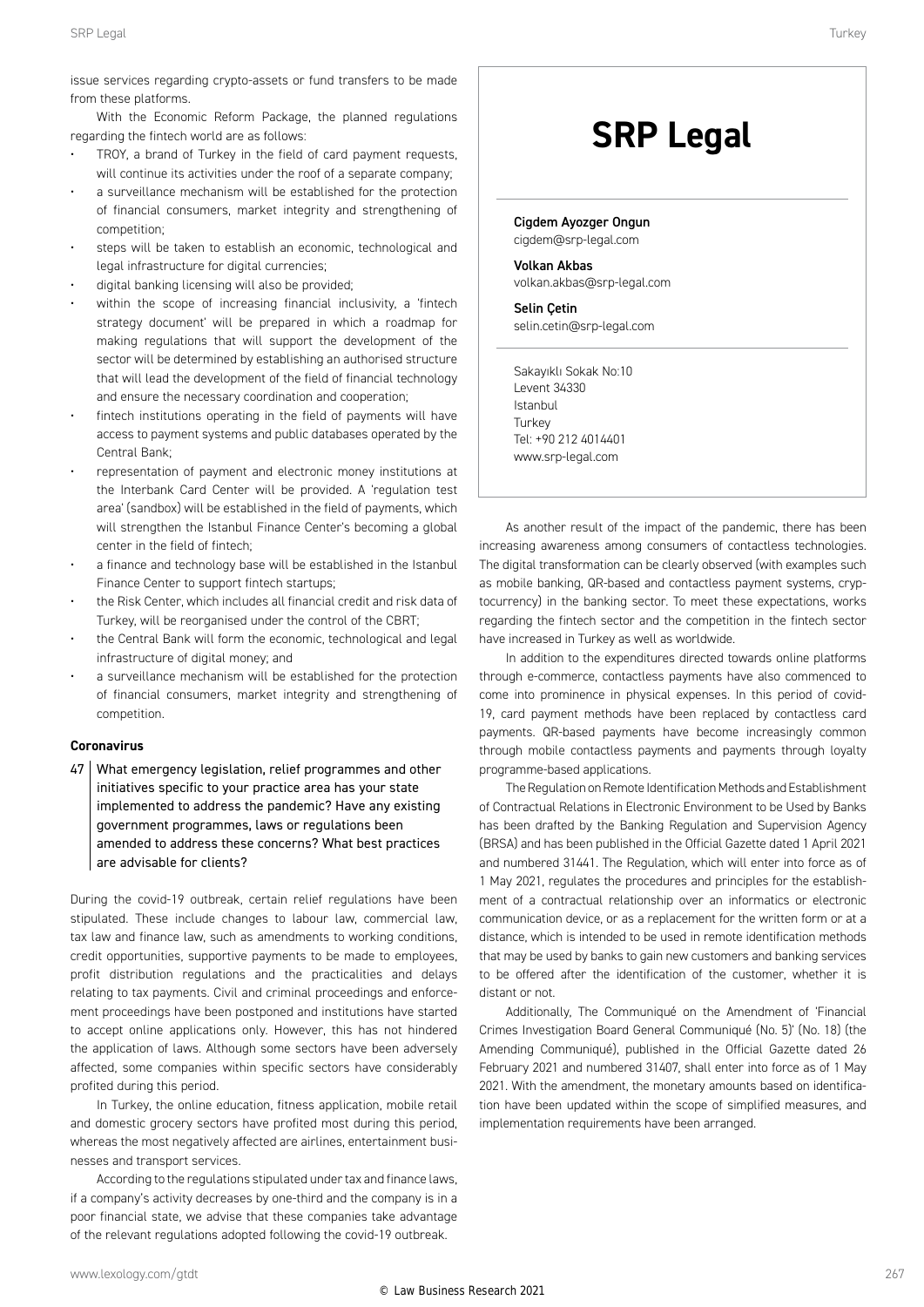issue services regarding crypto-assets or fund transfers to be made from these platforms.

With the Economic Reform Package, the planned regulations regarding the fintech world are as follows:

- TROY, a brand of Turkey in the field of card payment requests, will continue its activities under the roof of a separate company;
- a surveillance mechanism will be established for the protection of financial consumers, market integrity and strengthening of competition;
- steps will be taken to establish an economic, technological and legal infrastructure for digital currencies;
- digital banking licensing will also be provided;
- within the scope of increasing financial inclusivity, a 'fintech strategy document' will be prepared in which a roadmap for making regulations that will support the development of the sector will be determined by establishing an authorised structure that will lead the development of the field of financial technology and ensure the necessary coordination and cooperation;
- fintech institutions operating in the field of payments will have access to payment systems and public databases operated by the Central Bank;
- representation of payment and electronic money institutions at the Interbank Card Center will be provided. A 'regulation test area' (sandbox) will be established in the field of payments, which will strengthen the Istanbul Finance Center's becoming a global center in the field of fintech;
- a finance and technology base will be established in the Istanbul Finance Center to support fintech startups;
- the Risk Center, which includes all financial credit and risk data of Turkey, will be reorganised under the control of the CBRT;
- the Central Bank will form the economic, technological and legal infrastructure of digital money; and
- a surveillance mechanism will be established for the protection of financial consumers, market integrity and strengthening of competition.

### Coronavirus

**47 What emergency legislation, relief programmes and other initiatives specific to your practice area has your state implemented to address the pandemic? Have any existing government programmes, laws or regulations been amended to address these concerns? What best practices are advisable for clients?**

During the covid-19 outbreak, certain relief regulations have been stipulated. These include changes to labour law, commercial law, tax law and finance law, such as amendments to working conditions, credit opportunities, supportive payments to be made to employees, profit distribution regulations and the practicalities and delays relating to tax payments. Civil and criminal proceedings and enforcement proceedings have been postponed and institutions have started to accept online applications only. However, this has not hindered the application of laws. Although some sectors have been adversely affected, some companies within specific sectors have considerably profited during this period.

In Turkey, the online education, fitness application, mobile retail and domestic grocery sectors have profited most during this period, whereas the most negatively affected are airlines, entertainment businesses and transport services.

According to the regulations stipulated under tax and finance laws, if a company's activity decreases by one-third and the company is in a poor financial state, we advise that these companies take advantage of the relevant regulations adopted following the covid-19 outbreak.

As another result of the impact of the pandemic, there has been increasing awareness among consumers of contactless technologies. The digital transformation can be clearly observed (with examples such as mobile banking, QR-based and contactless payment systems, cryptocurrency) in the banking sector. To meet these expectations, works regarding the fintech sector and the competition in the fintech sector have increased in Turkey as well as worldwide.

In addition to the expenditures directed towards online platforms through e-commerce, contactless payments have also commenced to come into prominence in physical expenses. In this period of covid-19, card payment methods have been replaced by contactless card payments. QR-based payments have become increasingly common through mobile contactless payments and payments through loyalty programme-based applications.

The Regulation on Remote Identification Methods and Establishment of Contractual Relations in Electronic Environment to be Used by Banks has been drafted by the Banking Regulation and Supervision Agency (BRSA) and has been published in the Official Gazette dated 1 April 2021 and numbered 31441. The Regulation, which will enter into force as of 1 May 2021, regulates the procedures and principles for the establishment of a contractual relationship over an informatics or electronic communication device, or as a replacement for the written form or at a distance, which is intended to be used in remote identification methods that may be used by banks to gain new customers and banking services to be offered after the identification of the customer, whether it is distant or not.

Additionally, The Communiqué on the Amendment of 'Financial Crimes Investigation Board General Communiqué (No. 5)' (No. 18) (the Amending Communiqué), published in the Official Gazette dated 26 February 2021 and numbered 31407, shall enter into force as of 1 May 2021. With the amendment, the monetary amounts based on identification have been updated within the scope of simplified measures, and implementation requirements have been arranged.

# SRP Legal

**Cigdem Ayozger Ongun**
cigdem@srp-legal.com

**Volkan Akbas**
volkan.akbas@srp-legal.com

**Selin Çetin**
selin.cetin@srp-legal.com

Sakayıklı Sokak No:10
Levent 34330
Istanbul
Turkey
Tel: +90 212 4014401
www.srp-legal.com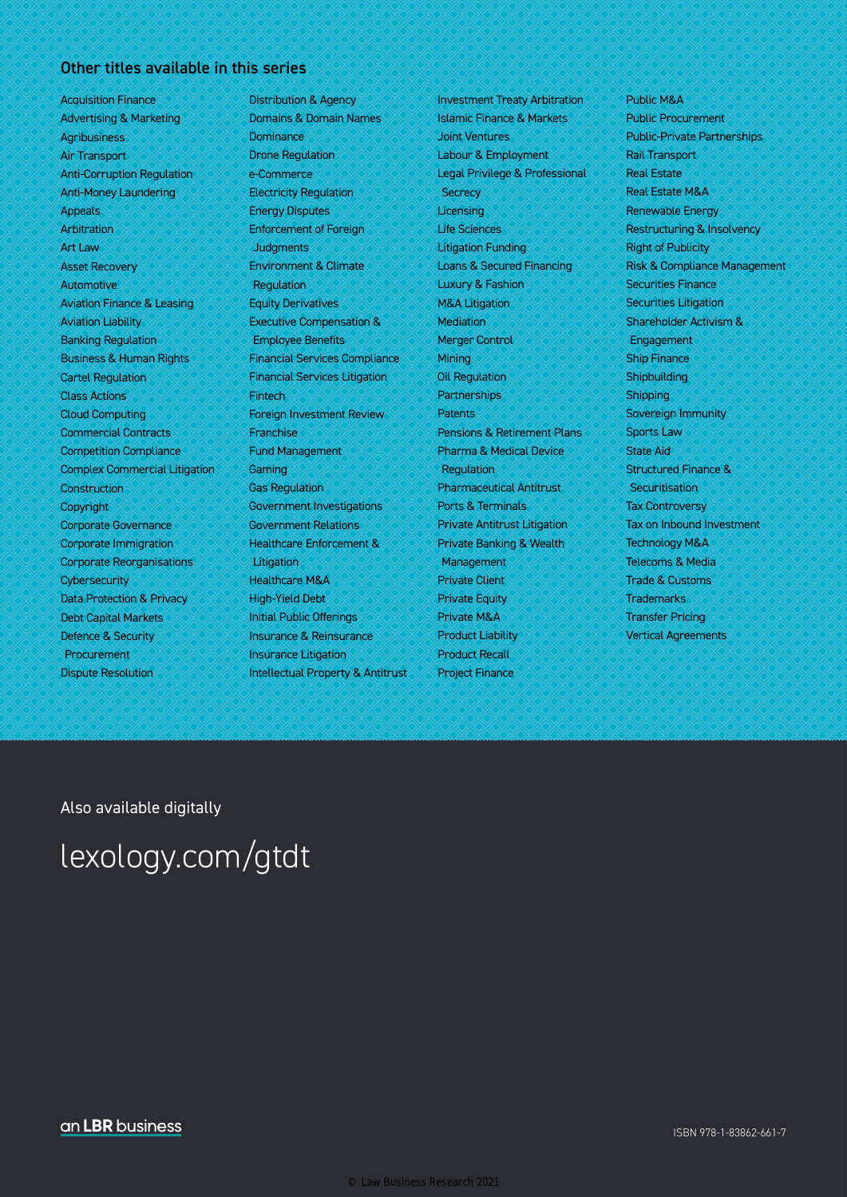## Other titles available in this series

Acquisition Finance
Advertising & Marketing
Agribusiness
Air Transport
Anti-Corruption Regulation
Anti-Money Laundering
Appeals
Arbitration
Art Law
Asset Recovery
Automotive
Aviation Finance & Leasing
Aviation Liability
Banking Regulation
Business & Human Rights
Cartel Regulation
Class Actions
Cloud Computing
Commercial Contracts
Competition Compliance
Complex Commercial Litigation
Construction
Copyright
Corporate Governance
Corporate Immigration
Corporate Reorganisations
Cybersecurity
Data Protection & Privacy
Debt Capital Markets
Defence & Security Procurement
Dispute Resolution
Distribution & Agency
Domains & Domain Names
Dominance
Drone Regulation
e-Commerce
Electricity Regulation
Energy Disputes
Enforcement of Foreign Judgments
Environment & Climate Regulation
Equity Derivatives
Executive Compensation & Employee Benefits
Financial Services Compliance
Financial Services Litigation
Fintech
Foreign Investment Review
Franchise
Fund Management
Gaming
Gas Regulation
Government Investigations
Government Relations
Healthcare Enforcement & Litigation
Healthcare M&A
High-Yield Debt
Initial Public Offerings
Insurance & Reinsurance
Insurance Litigation
Intellectual Property & Antitrust
Investment Treaty Arbitration
Islamic Finance & Markets
Joint Ventures
Labour & Employment
Legal Privilege & Professional Secrecy
Licensing
Life Sciences
Litigation Funding
Loans & Secured Financing
Luxury & Fashion
M&A Litigation
Mediation
Merger Control
Mining
Oil Regulation
Partnerships
Patents
Pensions & Retirement Plans
Pharma & Medical Device Regulation
Pharmaceutical Antitrust
Ports & Terminals
Private Antitrust Litigation
Private Banking & Wealth Management
Private Client
Private Equity
Private M&A
Product Liability
Product Recall
Project Finance
Public M&A
Public Procurement
Public-Private Partnerships
Rail Transport
Real Estate
Real Estate M&A
Renewable Energy
Restructuring & Insolvency
Right of Publicity
Risk & Compliance Management
Securities Finance
Securities Litigation
Shareholder Activism & Engagement
Ship Finance
Shipbuilding
Shipping
Sovereign Immunity
Sports Law
State Aid
Structured Finance & Securitisation
Tax Controversy
Tax on Inbound Investment
Technology M&A
Telecoms & Media
Trade & Customs
Trademarks
Transfer Pricing
Vertical Agreements

Also available digitally

# lexology.com/gtdt

an **LBR** business

ISBN 978-1-83862-661-7

© Law Business Research 2021